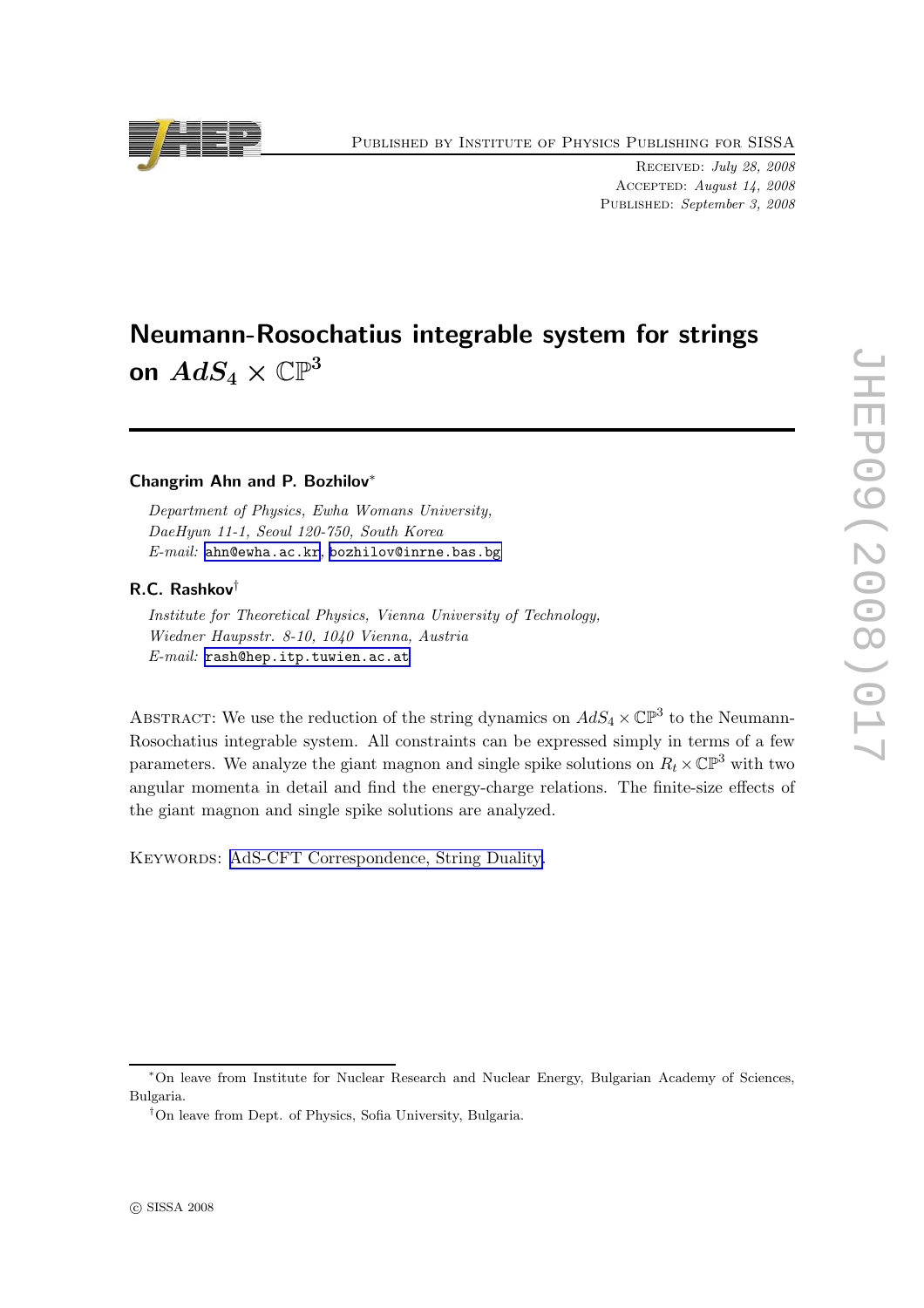# Neumann-Rosochatius integrable system for strings on $AdS_4 \times \mathbb{CP}^3$

**Changrim Ahn and P. Bozhilov**[*]

*Department of Physics, Ewha Womans University,*
*DaeHyun 11-1, Seoul 120-750, South Korea*
*E-mail:* ahn@ewha.ac.kr, bozhilov@inrne.bas.bg

**R.C. Rashkov**[†]

*Institute for Theoretical Physics, Vienna University of Technology,*
*Wiedner Haupsstr. 8-10, 1040 Vienna, Austria*
*E-mail:* rash@hep.itp.tuwien.ac.at

Abstract: We use the reduction of the string dynamics on $AdS_4 \times \mathbb{CP}^3$ to the Neumann-Rosochatius integrable system. All constraints can be expressed simply in terms of a few parameters. We analyze the giant magnon and single spike solutions on $R_t \times \mathbb{CP}^3$ with two angular momenta in detail and find the energy-charge relations. The finite-size effects of the giant magnon and single spike solutions are analyzed.

Keywords: AdS-CFT Correspondence, String Duality.

---

[*] On leave from Institute for Nuclear Research and Nuclear Energy, Bulgarian Academy of Sciences, Bulgaria.

[†] On leave from Dept. of Physics, Sofia University, Bulgaria.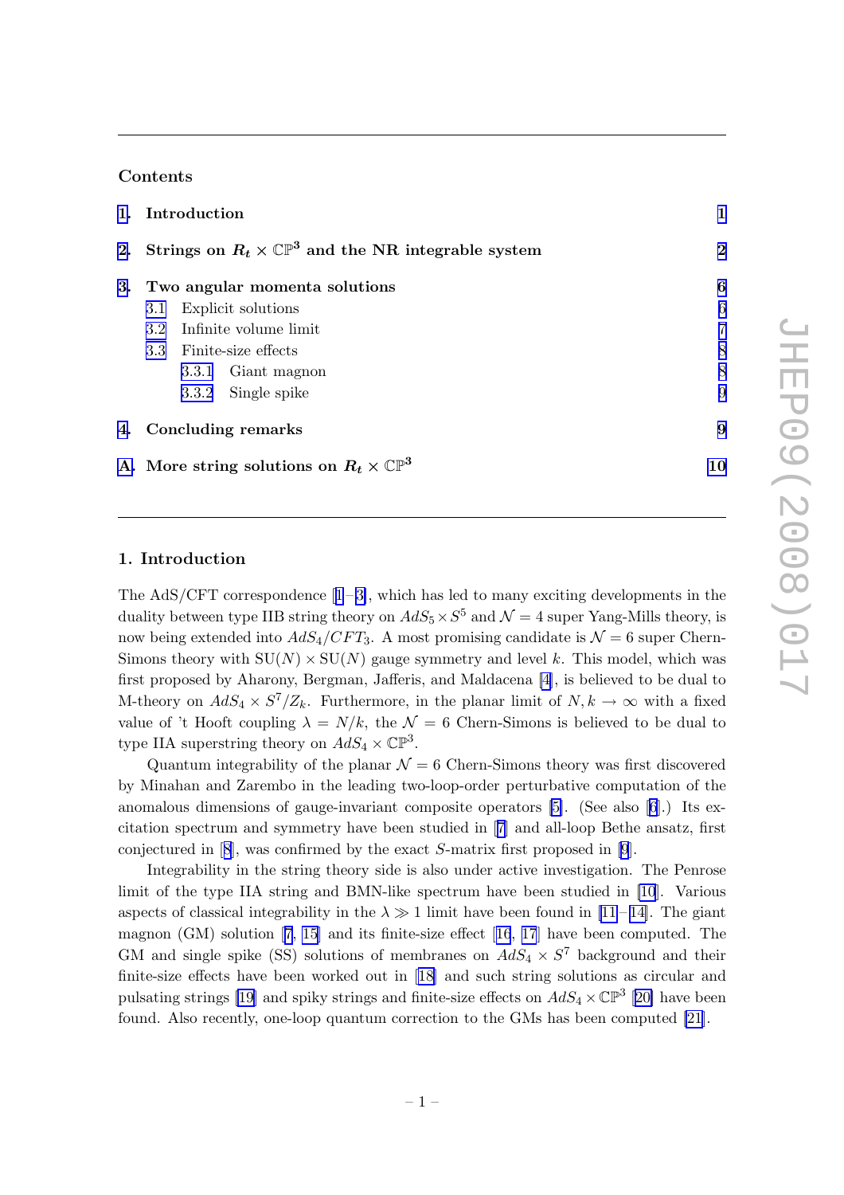## Contents

1. Introduction — 1
2. Strings on $R_t \times \mathbb{CP}^3$ and the NR integrable system — 2
3. Two angular momenta solutions — 6
   - 3.1 Explicit solutions — 6
   - 3.2 Infinite volume limit — 7
   - 3.3 Finite-size effects — 8
     - 3.3.1 Giant magnon — 8
     - 3.3.2 Single spike — 9
4. Concluding remarks — 9

A. More string solutions on $R_t \times \mathbb{CP}^3$ — 10

## 1. Introduction

The AdS/CFT correspondence [1–3], which has led to many exciting developments in the duality between type IIB string theory on $AdS_5 \times S^5$ and $\mathcal{N} = 4$ super Yang-Mills theory, is now being extended into $AdS_4/CFT_3$. A most promising candidate is $\mathcal{N} = 6$ super Chern-Simons theory with $\mathrm{SU}(N) \times \mathrm{SU}(N)$ gauge symmetry and level $k$. This model, which was first proposed by Aharony, Bergman, Jafferis, and Maldacena [4], is believed to be dual to M-theory on $AdS_4 \times S^7/Z_k$. Furthermore, in the planar limit of $N, k \to \infty$ with a fixed value of 't Hooft coupling $\lambda = N/k$, the $\mathcal{N} = 6$ Chern-Simons is believed to be dual to type IIA superstring theory on $AdS_4 \times \mathbb{CP}^3$.

Quantum integrability of the planar $\mathcal{N} = 6$ Chern-Simons theory was first discovered by Minahan and Zarembo in the leading two-loop-order perturbative computation of the anomalous dimensions of gauge-invariant composite operators [5]. (See also [6].) Its excitation spectrum and symmetry have been studied in [7] and all-loop Bethe ansatz, first conjectured in [8], was confirmed by the exact $S$-matrix first proposed in [9].

Integrability in the string theory side is also under active investigation. The Penrose limit of the type IIA string and BMN-like spectrum have been studied in [10]. Various aspects of classical integrability in the $\lambda \gg 1$ limit have been found in [11–14]. The giant magnon (GM) solution [7, 15] and its finite-size effect [16, 17] have been computed. The GM and single spike (SS) solutions of membranes on $AdS_4 \times S^7$ background and their finite-size effects have been worked out in [18] and such string solutions as circular and pulsating strings [19] and spiky strings and finite-size effects on $AdS_4 \times \mathbb{CP}^3$ [20] have been found. Also recently, one-loop quantum correction to the GMs has been computed [21].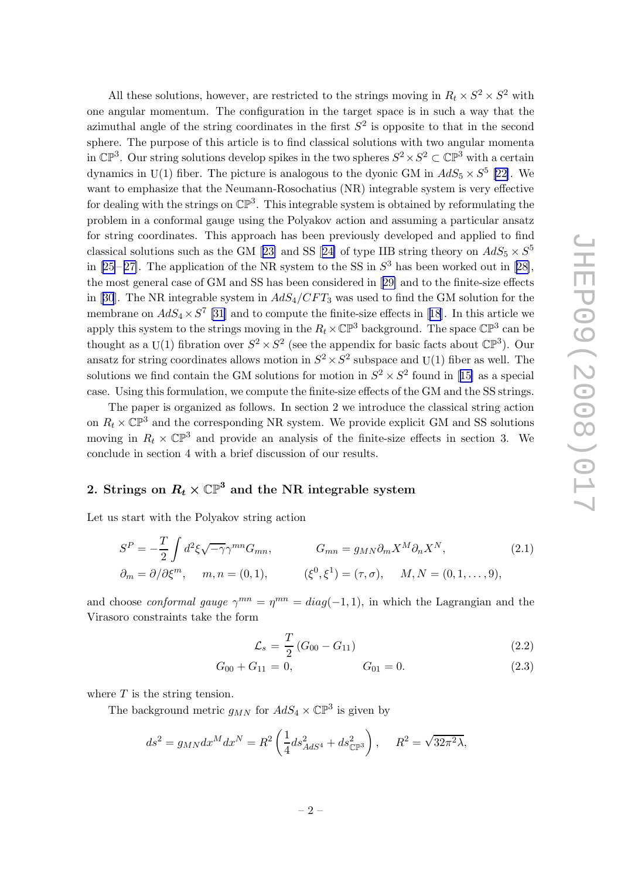All these solutions, however, are restricted to the strings moving in $R_t \times S^2 \times S^2$ with one angular momentum. The configuration in the target space is in such a way that the azimuthal angle of the string coordinates in the first $S^2$ is opposite to that in the second sphere. The purpose of this article is to find classical solutions with two angular momenta in $\mathbb{CP}^3$. Our string solutions develop spikes in the two spheres $S^2 \times S^2 \subset \mathbb{CP}^3$ with a certain dynamics in U(1) fiber. The picture is analogous to the dyonic GM in $AdS_5 \times S^5$ [22]. We want to emphasize that the Neumann-Rosochatius (NR) integrable system is very effective for dealing with the strings on $\mathbb{CP}^3$. This integrable system is obtained by reformulating the problem in a conformal gauge using the Polyakov action and assuming a particular ansatz for string coordinates. This approach has been previously developed and applied to find classical solutions such as the GM [23] and SS [24] of type IIB string theory on $AdS_5 \times S^5$ in [25]–[27]. The application of the NR system to the SS in $S^3$ has been worked out in [28], the most general case of GM and SS has been considered in [29] and to the finite-size effects in [30]. The NR integrable system in $AdS_4/CFT_3$ was used to find the GM solution for the membrane on $AdS_4 \times S^7$ [31] and to compute the finite-size effects in [18]. In this article we apply this system to the strings moving in the $R_t \times \mathbb{CP}^3$ background. The space $\mathbb{CP}^3$ can be thought as a U(1) fibration over $S^2 \times S^2$ (see the appendix for basic facts about $\mathbb{CP}^3$). Our ansatz for string coordinates allows motion in $S^2 \times S^2$ subspace and U(1) fiber as well. The solutions we find contain the GM solutions for motion in $S^2 \times S^2$ found in [15] as a special case. Using this formulation, we compute the finite-size effects of the GM and the SS strings.

The paper is organized as follows. In section 2 we introduce the classical string action on $R_t \times \mathbb{CP}^3$ and the corresponding NR system. We provide explicit GM and SS solutions moving in $R_t \times \mathbb{CP}^3$ and provide an analysis of the finite-size effects in section 3. We conclude in section 4 with a brief discussion of our results.

## 2. Strings on $R_t \times \mathbb{CP}^3$ and the NR integrable system

Let us start with the Polyakov string action

$$
\begin{aligned}
S^P &= -\frac{T}{2}\int d^2\xi \sqrt{-\gamma}\gamma^{mn} G_{mn}, \qquad\qquad G_{mn} = g_{MN}\partial_m X^M \partial_n X^N, \qquad (2.1)\\
\partial_m &= \partial/\partial\xi^m, \quad m,n=(0,1), \qquad (\xi^0,\xi^1)=(\tau,\sigma), \quad M,N=(0,1,\ldots,9),
\end{aligned}
$$

and choose *conformal gauge* $\gamma^{mn} = \eta^{mn} = diag(-1,1)$, in which the Lagrangian and the Virasoro constraints take the form

$$
\mathcal{L}_s = \frac{T}{2}\left(G_{00} - G_{11}\right) \qquad (2.2)
$$

$$
G_{00} + G_{11} = 0, \qquad\qquad G_{01} = 0. \qquad (2.3)
$$

where $T$ is the string tension.

The background metric $g_{MN}$ for $AdS_4 \times \mathbb{CP}^3$ is given by

$$
ds^2 = g_{MN}dx^M dx^N = R^2\left(\frac{1}{4}ds^2_{AdS^4} + ds^2_{\mathbb{CP}^3}\right), \qquad R^2 = \sqrt{32\pi^2\lambda},
$$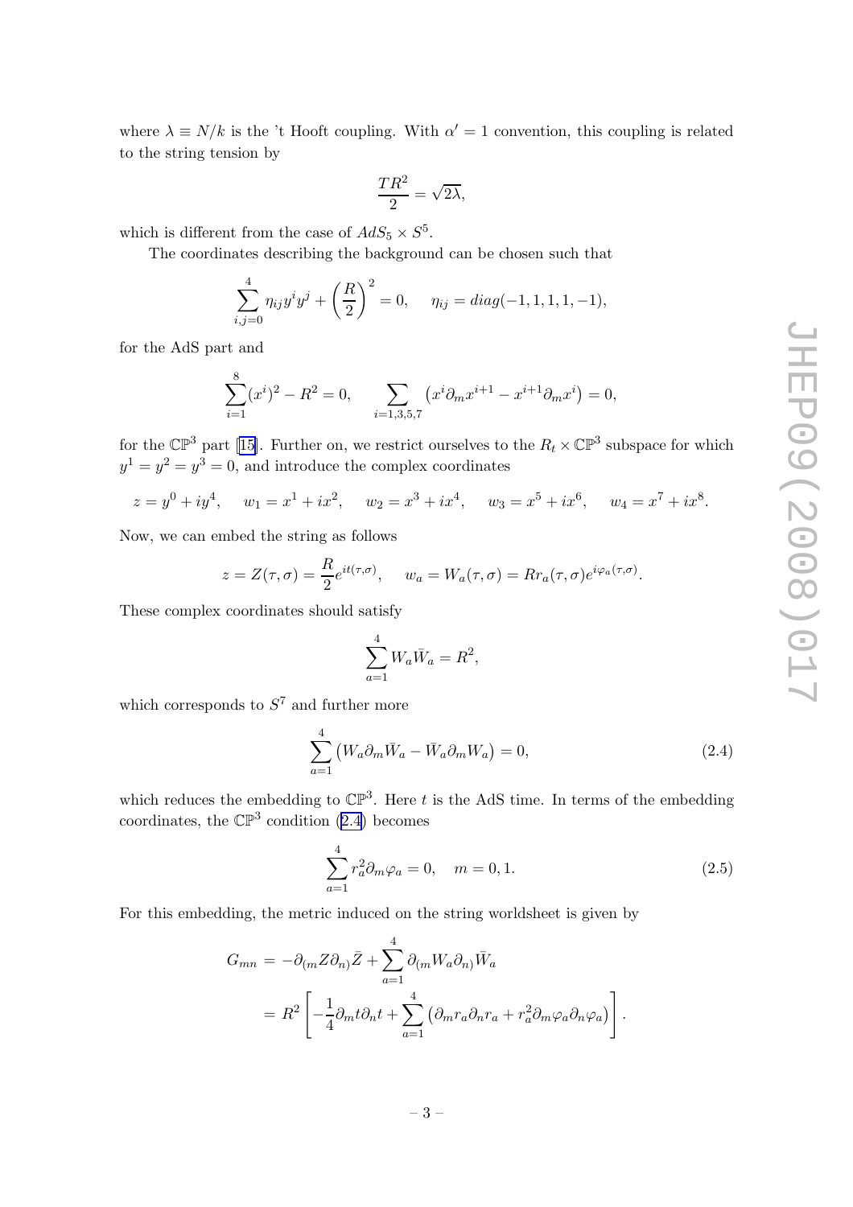where $\lambda \equiv N/k$ is the 't Hooft coupling. With $\alpha' = 1$ convention, this coupling is related to the string tension by

$$\frac{TR^2}{2} = \sqrt{2\lambda},$$

which is different from the case of $AdS_5 \times S^5$.

The coordinates describing the background can be chosen such that

$$\sum_{i,j=0}^{4} \eta_{ij} y^i y^j + \left(\frac{R}{2}\right)^2 = 0, \quad \eta_{ij} = diag(-1, 1, 1, 1, -1),$$

for the AdS part and

$$\sum_{i=1}^{8} (x^i)^2 - R^2 = 0, \quad \sum_{i=1,3,5,7} \left(x^i \partial_m x^{i+1} - x^{i+1} \partial_m x^i\right) = 0,$$

for the $\mathbb{CP}^3$ part [15]. Further on, we restrict ourselves to the $R_t \times \mathbb{CP}^3$ subspace for which $y^1 = y^2 = y^3 = 0$, and introduce the complex coordinates

$$z = y^0 + iy^4, \quad w_1 = x^1 + ix^2, \quad w_2 = x^3 + ix^4, \quad w_3 = x^5 + ix^6, \quad w_4 = x^7 + ix^8.$$

Now, we can embed the string as follows

$$z = Z(\tau, \sigma) = \frac{R}{2} e^{it(\tau,\sigma)}, \quad w_a = W_a(\tau, \sigma) = R r_a(\tau, \sigma) e^{i\varphi_a(\tau,\sigma)}.$$

These complex coordinates should satisfy

$$\sum_{a=1}^{4} W_a \bar{W}_a = R^2,$$

which corresponds to $S^7$ and further more

$$\sum_{a=1}^{4} \left(W_a \partial_m \bar{W}_a - \bar{W}_a \partial_m W_a\right) = 0, \tag{2.4}$$

which reduces the embedding to $\mathbb{CP}^3$. Here $t$ is the AdS time. In terms of the embedding coordinates, the $\mathbb{CP}^3$ condition (2.4) becomes

$$\sum_{a=1}^{4} r_a^2 \partial_m \varphi_a = 0, \quad m = 0, 1. \tag{2.5}$$

For this embedding, the metric induced on the string worldsheet is given by

$$\begin{aligned}
G_{mn} &= -\partial_{(m} Z \partial_{n)} \bar{Z} + \sum_{a=1}^{4} \partial_{(m} W_a \partial_{n)} \bar{W}_a \\
&= R^2 \left[ -\frac{1}{4} \partial_m t \partial_n t + \sum_{a=1}^{4} \left( \partial_m r_a \partial_n r_a + r_a^2 \partial_m \varphi_a \partial_n \varphi_a \right) \right].
\end{aligned}$$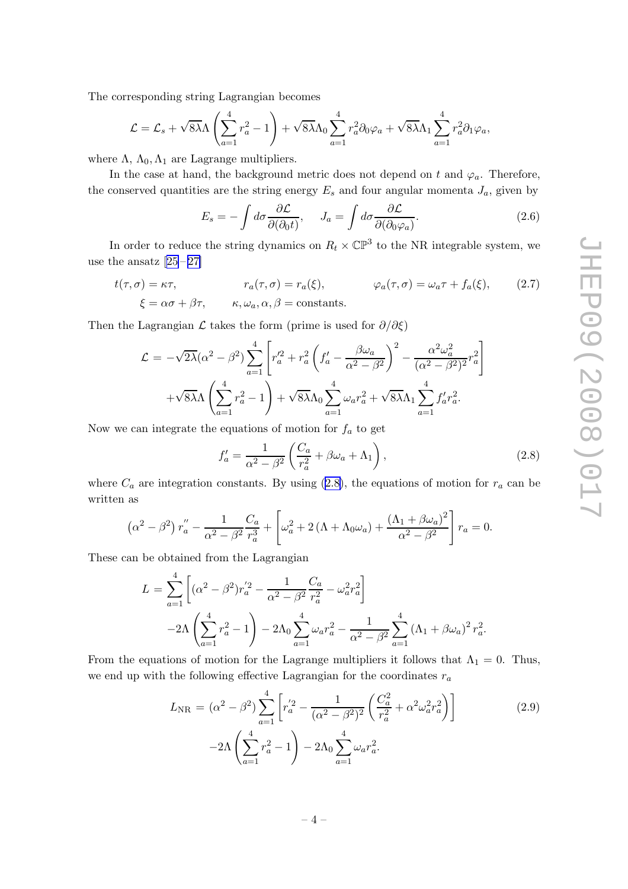The corresponding string Lagrangian becomes

$$\mathcal{L} = \mathcal{L}_s + \sqrt{8\lambda}\Lambda\left(\sum_{a=1}^{4} r_a^2 - 1\right) + \sqrt{8\lambda}\Lambda_0 \sum_{a=1}^{4} r_a^2 \partial_0 \varphi_a + \sqrt{8\lambda}\Lambda_1 \sum_{a=1}^{4} r_a^2 \partial_1 \varphi_a,$$

where $\Lambda$, $\Lambda_0, \Lambda_1$ are Lagrange multipliers.

In the case at hand, the background metric does not depend on $t$ and $\varphi_a$. Therefore, the conserved quantities are the string energy $E_s$ and four angular momenta $J_a$, given by

$$E_s = -\int d\sigma \frac{\partial \mathcal{L}}{\partial(\partial_0 t)}, \quad J_a = \int d\sigma \frac{\partial \mathcal{L}}{\partial(\partial_0 \varphi_a)}. \tag{2.6}$$

In order to reduce the string dynamics on $R_t \times \mathbb{CP}^3$ to the NR integrable system, we use the ansatz [25–27]

$$t(\tau,\sigma) = \kappa\tau, \qquad r_a(\tau,\sigma) = r_a(\xi), \qquad \varphi_a(\tau,\sigma) = \omega_a\tau + f_a(\xi), \tag{2.7}$$
$$\xi = \alpha\sigma + \beta\tau, \qquad \kappa, \omega_a, \alpha, \beta = \text{constants}.$$

Then the Lagrangian $\mathcal{L}$ takes the form (prime is used for $\partial/\partial\xi$)

$$\begin{aligned}\mathcal{L} = &-\sqrt{2\lambda}(\alpha^2-\beta^2)\sum_{a=1}^{4}\left[r_a'^2 + r_a^2\left(f_a' - \frac{\beta\omega_a}{\alpha^2-\beta^2}\right)^2 - \frac{\alpha^2\omega_a^2}{(\alpha^2-\beta^2)^2}r_a^2\right] \\ &+\sqrt{8\lambda}\Lambda\left(\sum_{a=1}^{4} r_a^2 - 1\right) + \sqrt{8\lambda}\Lambda_0\sum_{a=1}^{4}\omega_a r_a^2 + \sqrt{8\lambda}\Lambda_1\sum_{a=1}^{4} f_a' r_a^2.\end{aligned}$$

Now we can integrate the equations of motion for $f_a$ to get

$$f_a' = \frac{1}{\alpha^2-\beta^2}\left(\frac{C_a}{r_a^2} + \beta\omega_a + \Lambda_1\right), \tag{2.8}$$

where $C_a$ are integration constants. By using (2.8), the equations of motion for $r_a$ can be written as

$$\left(\alpha^2-\beta^2\right) r_a'' - \frac{1}{\alpha^2-\beta^2}\frac{C_a}{r_a^3} + \left[\omega_a^2 + 2\left(\Lambda + \Lambda_0\omega_a\right) + \frac{\left(\Lambda_1 + \beta\omega_a\right)^2}{\alpha^2-\beta^2}\right] r_a = 0.$$

These can be obtained from the Lagrangian

$$\begin{aligned}L = &\sum_{a=1}^{4}\left[(\alpha^2-\beta^2)r_a'^2 - \frac{1}{\alpha^2-\beta^2}\frac{C_a}{r_a^2} - \omega_a^2 r_a^2\right] \\ &-2\Lambda\left(\sum_{a=1}^{4} r_a^2 - 1\right) - 2\Lambda_0\sum_{a=1}^{4}\omega_a r_a^2 - \frac{1}{\alpha^2-\beta^2}\sum_{a=1}^{4}\left(\Lambda_1 + \beta\omega_a\right)^2 r_a^2.\end{aligned}$$

From the equations of motion for the Lagrange multipliers it follows that $\Lambda_1 = 0$. Thus, we end up with the following effective Lagrangian for the coordinates $r_a$

$$\begin{aligned}L_{\rm NR} = &(\alpha^2-\beta^2)\sum_{a=1}^{4}\left[r_a'^2 - \frac{1}{(\alpha^2-\beta^2)^2}\left(\frac{C_a^2}{r_a^2} + \alpha^2\omega_a^2 r_a^2\right)\right] \\ &-2\Lambda\left(\sum_{a=1}^{4} r_a^2 - 1\right) - 2\Lambda_0\sum_{a=1}^{4}\omega_a r_a^2.\end{aligned} \tag{2.9}$$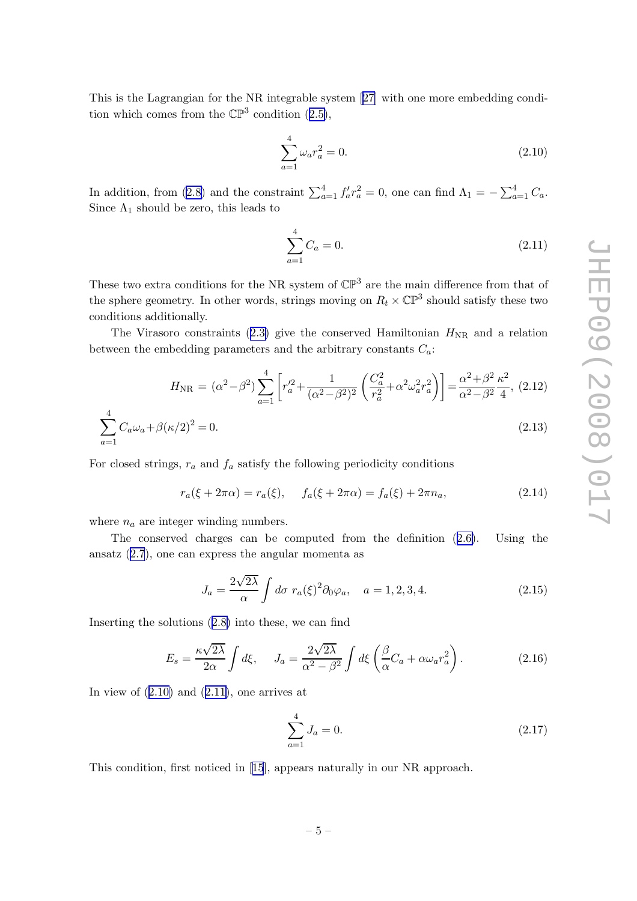This is the Lagrangian for the NR integrable system [27] with one more embedding condition which comes from the $\mathbb{CP}^3$ condition (2.5),

$$\sum_{a=1}^{4} \omega_a r_a^2 = 0. \tag{2.10}$$

In addition, from (2.8) and the constraint $\sum_{a=1}^4 f'_a r_a^2 = 0$, one can find $\Lambda_1 = -\sum_{a=1}^4 C_a$. Since $\Lambda_1$ should be zero, this leads to

$$\sum_{a=1}^{4} C_a = 0. \tag{2.11}$$

These two extra conditions for the NR system of $\mathbb{CP}^3$ are the main difference from that of the sphere geometry. In other words, strings moving on $R_t \times \mathbb{CP}^3$ should satisfy these two conditions additionally.

The Virasoro constraints (2.3) give the conserved Hamiltonian $H_{\rm NR}$ and a relation between the embedding parameters and the arbitrary constants $C_a$:

$$H_{\rm NR} = (\alpha^2 - \beta^2) \sum_{a=1}^{4} \left[ r_a'^2 + \frac{1}{(\alpha^2-\beta^2)^2} \left( \frac{C_a^2}{r_a^2} + \alpha^2 \omega_a^2 r_a^2 \right) \right] = \frac{\alpha^2+\beta^2}{\alpha^2-\beta^2} \frac{\kappa^2}{4}, \tag{2.12}$$

$$\sum_{a=1}^{4} C_a \omega_a + \beta (\kappa/2)^2 = 0. \tag{2.13}$$

For closed strings, $r_a$ and $f_a$ satisfy the following periodicity conditions

$$r_a(\xi + 2\pi\alpha) = r_a(\xi), \qquad f_a(\xi + 2\pi\alpha) = f_a(\xi) + 2\pi n_a, \tag{2.14}$$

where $n_a$ are integer winding numbers.

The conserved charges can be computed from the definition (2.6). Using the ansatz (2.7), one can express the angular momenta as

$$J_a = \frac{2\sqrt{2\lambda}}{\alpha} \int d\sigma \; r_a(\xi)^2 \partial_0 \varphi_a, \quad a = 1, 2, 3, 4. \tag{2.15}$$

Inserting the solutions (2.8) into these, we can find

$$E_s = \frac{\kappa\sqrt{2\lambda}}{2\alpha} \int d\xi, \qquad J_a = \frac{2\sqrt{2\lambda}}{\alpha^2 - \beta^2} \int d\xi \left( \frac{\beta}{\alpha} C_a + \alpha \omega_a r_a^2 \right). \tag{2.16}$$

In view of (2.10) and (2.11), one arrives at

$$\sum_{a=1}^{4} J_a = 0. \tag{2.17}$$

This condition, first noticed in [15], appears naturally in our NR approach.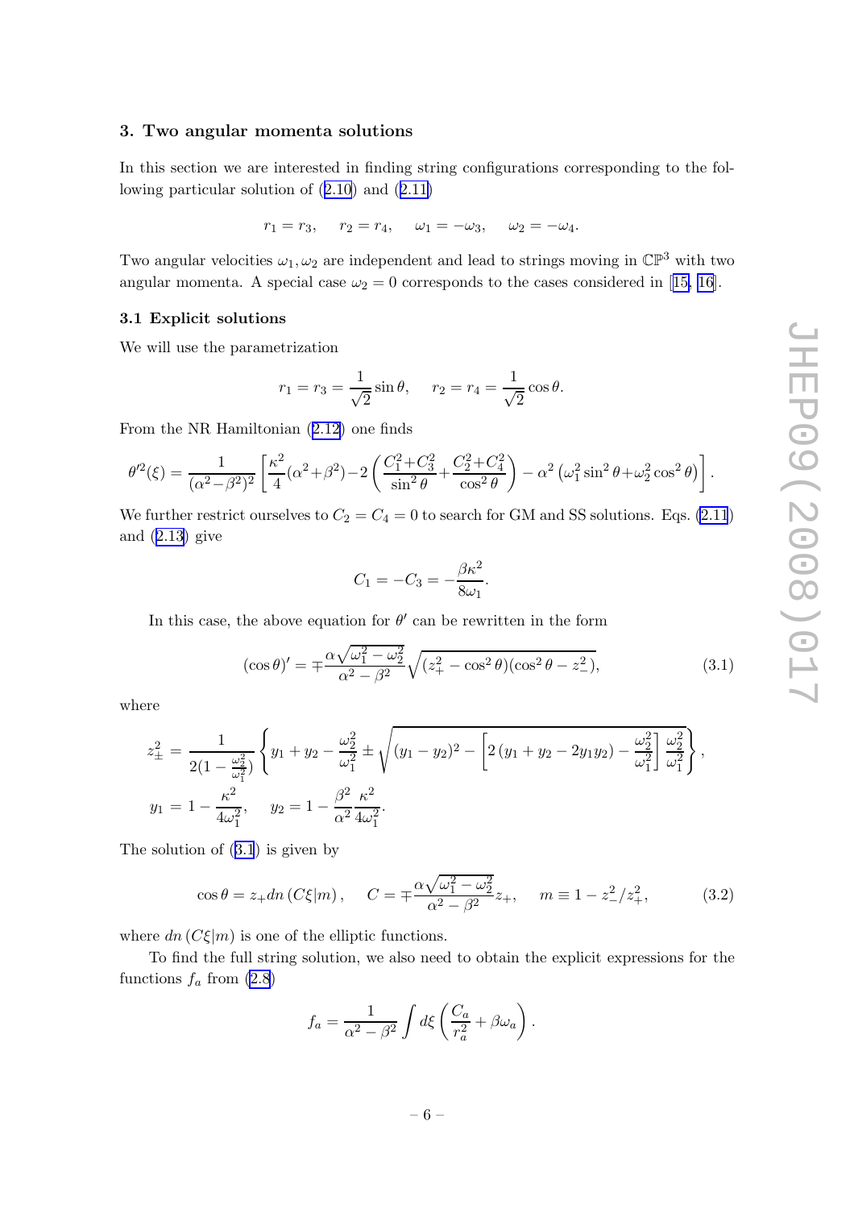## 3. Two angular momenta solutions

In this section we are interested in finding string configurations corresponding to the following particular solution of (2.10) and (2.11)

$$r_1 = r_3, \quad r_2 = r_4, \quad \omega_1 = -\omega_3, \quad \omega_2 = -\omega_4.$$

Two angular velocities $\omega_1, \omega_2$ are independent and lead to strings moving in $\mathbb{CP}^3$ with two angular momenta. A special case $\omega_2 = 0$ corresponds to the cases considered in [15, 16].

### 3.1 Explicit solutions

We will use the parametrization

$$r_1 = r_3 = \frac{1}{\sqrt{2}}\sin\theta, \quad r_2 = r_4 = \frac{1}{\sqrt{2}}\cos\theta.$$

From the NR Hamiltonian (2.12) one finds

$$\theta'^2(\xi) = \frac{1}{(\alpha^2-\beta^2)^2}\left[\frac{\kappa^2}{4}(\alpha^2+\beta^2) - 2\left(\frac{C_1^2+C_3^2}{\sin^2\theta}+\frac{C_2^2+C_4^2}{\cos^2\theta}\right) - \alpha^2\left(\omega_1^2\sin^2\theta+\omega_2^2\cos^2\theta\right)\right].$$

We further restrict ourselves to $C_2 = C_4 = 0$ to search for GM and SS solutions. Eqs. (2.11) and (2.13) give

$$C_1 = -C_3 = -\frac{\beta\kappa^2}{8\omega_1}.$$

In this case, the above equation for $\theta'$ can be rewritten in the form

$$(\cos\theta)' = \mp\frac{\alpha\sqrt{\omega_1^2-\omega_2^2}}{\alpha^2-\beta^2}\sqrt{(z_+^2-\cos^2\theta)(\cos^2\theta-z_-^2)}, \tag{3.1}$$

where

$$z_\pm^2 = \frac{1}{2(1-\frac{\omega_2^2}{\omega_1^2})}\left\{y_1+y_2-\frac{\omega_2^2}{\omega_1^2} \pm \sqrt{(y_1-y_2)^2 - \left[2\left(y_1+y_2-2y_1y_2\right)-\frac{\omega_2^2}{\omega_1^2}\right]\frac{\omega_2^2}{\omega_1^2}}\right\},$$

$$y_1 = 1-\frac{\kappa^2}{4\omega_1^2}, \quad y_2 = 1-\frac{\beta^2}{\alpha^2}\frac{\kappa^2}{4\omega_1^2}.$$

The solution of (3.1) is given by

$$\cos\theta = z_+ dn\left(C\xi|m\right), \quad C = \mp\frac{\alpha\sqrt{\omega_1^2-\omega_2^2}}{\alpha^2-\beta^2}z_+, \quad m \equiv 1 - z_-^2/z_+^2, \tag{3.2}$$

where $dn\left(C\xi|m\right)$ is one of the elliptic functions.

To find the full string solution, we also need to obtain the explicit expressions for the functions $f_a$ from (2.8)

$$f_a = \frac{1}{\alpha^2-\beta^2}\int d\xi\left(\frac{C_a}{r_a^2}+\beta\omega_a\right).$$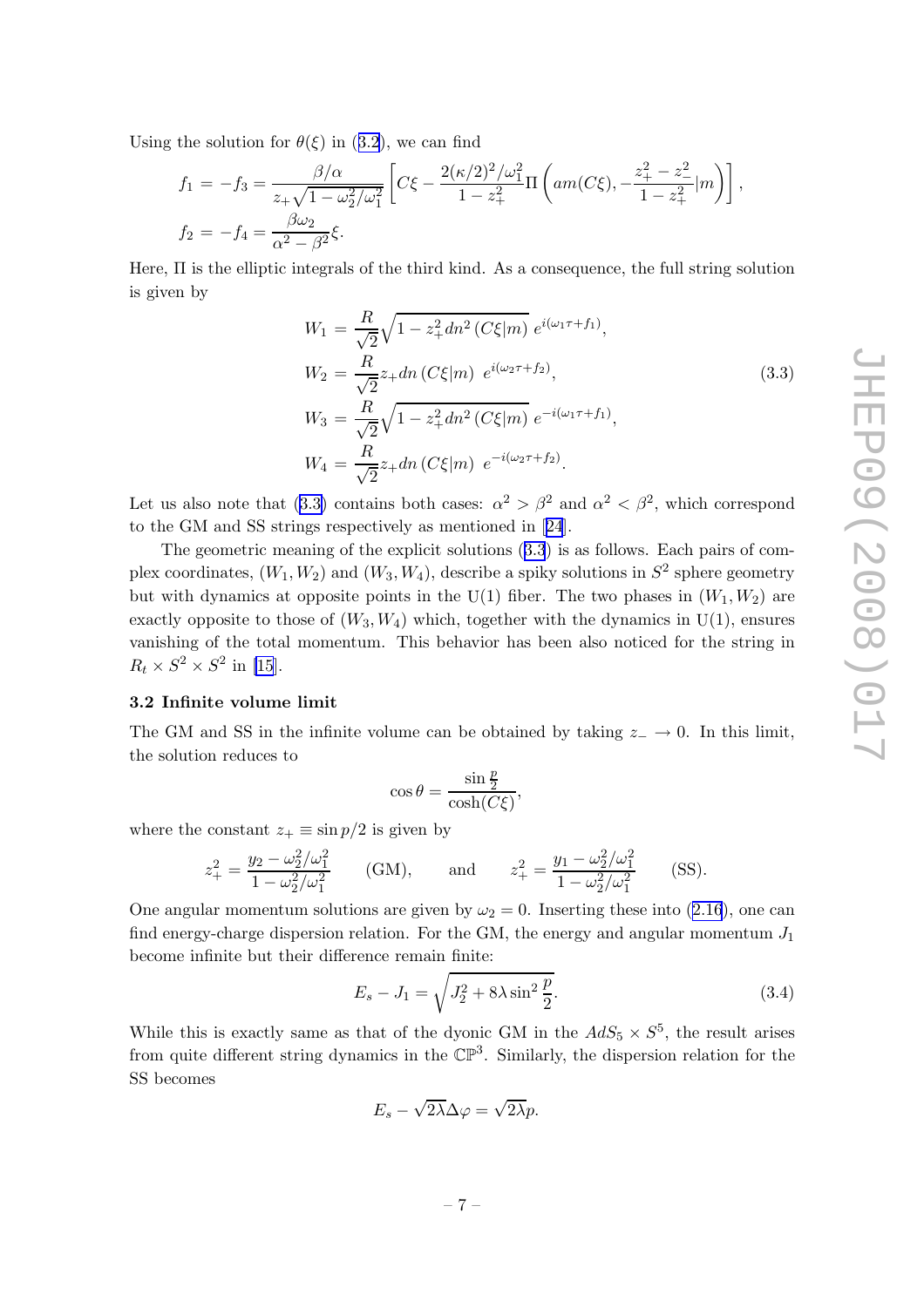Using the solution for $\theta(\xi)$ in (3.2), we can find

$$
\begin{aligned}
f_1 &= -f_3 = \frac{\beta/\alpha}{z_+\sqrt{1-\omega_2^2/\omega_1^2}}\left[C\xi - \frac{2(\kappa/2)^2/\omega_1^2}{1-z_+^2}\Pi\left(am(C\xi), -\frac{z_+^2-z_-^2}{1-z_+^2}|m\right)\right], \\
f_2 &= -f_4 = \frac{\beta\omega_2}{\alpha^2-\beta^2}\xi.
\end{aligned}
$$

Here, $\Pi$ is the elliptic integrals of the third kind. As a consequence, the full string solution is given by

$$
\begin{aligned}
W_1 &= \frac{R}{\sqrt{2}}\sqrt{1-z_+^2 dn^2\left(C\xi|m\right)}\; e^{i(\omega_1\tau+f_1)}, \\
W_2 &= \frac{R}{\sqrt{2}} z_+ dn\left(C\xi|m\right)\; e^{i(\omega_2\tau+f_2)}, \\
W_3 &= \frac{R}{\sqrt{2}}\sqrt{1-z_+^2 dn^2\left(C\xi|m\right)}\; e^{-i(\omega_1\tau+f_1)}, \\
W_4 &= \frac{R}{\sqrt{2}} z_+ dn\left(C\xi|m\right)\; e^{-i(\omega_2\tau+f_2)}.
\end{aligned}
\tag{3.3}
$$

Let us also note that (3.3) contains both cases: $\alpha^2 > \beta^2$ and $\alpha^2 < \beta^2$, which correspond to the GM and SS strings respectively as mentioned in [24].

The geometric meaning of the explicit solutions (3.3) is as follows. Each pairs of complex coordinates, $(W_1, W_2)$ and $(W_3, W_4)$, describe a spiky solutions in $S^2$ sphere geometry but with dynamics at opposite points in the U(1) fiber. The two phases in $(W_1, W_2)$ are exactly opposite to those of $(W_3, W_4)$ which, together with the dynamics in U(1), ensures vanishing of the total momentum. This behavior has been also noticed for the string in $R_t \times S^2 \times S^2$ in [15].

### 3.2 Infinite volume limit

The GM and SS in the infinite volume can be obtained by taking $z_- \to 0$. In this limit, the solution reduces to

$$
\cos\theta = \frac{\sin\frac{p}{2}}{\cosh(C\xi)},
$$

where the constant $z_+ \equiv \sin p/2$ is given by

$$
z_+^2 = \frac{y_2 - \omega_2^2/\omega_1^2}{1-\omega_2^2/\omega_1^2} \qquad \text{(GM)}, \qquad \text{and} \qquad z_+^2 = \frac{y_1 - \omega_2^2/\omega_1^2}{1-\omega_2^2/\omega_1^2} \qquad \text{(SS)}.
$$

One angular momentum solutions are given by $\omega_2 = 0$. Inserting these into (2.16), one can find energy-charge dispersion relation. For the GM, the energy and angular momentum $J_1$ become infinite but their difference remain finite:

$$
E_s - J_1 = \sqrt{J_2^2 + 8\lambda\sin^2\frac{p}{2}}.
\tag{3.4}
$$

While this is exactly same as that of the dyonic GM in the $AdS_5 \times S^5$, the result arises from quite different string dynamics in the $\mathbb{CP}^3$. Similarly, the dispersion relation for the SS becomes

$$
E_s - \sqrt{2\lambda}\Delta\varphi = \sqrt{2\lambda}p.
$$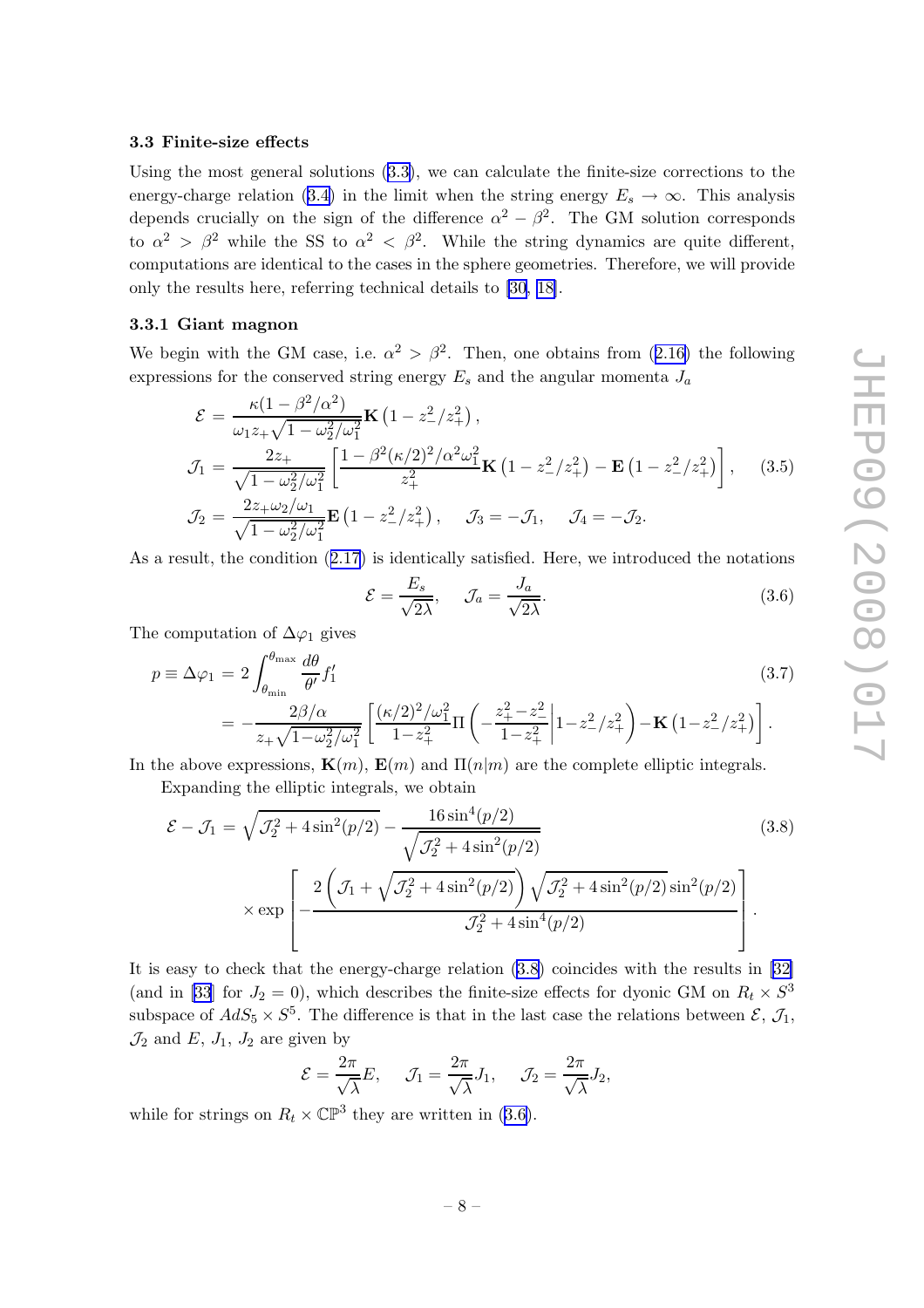### 3.3 Finite-size effects

Using the most general solutions (3.3), we can calculate the finite-size corrections to the energy-charge relation (3.4) in the limit when the string energy $E_s \to \infty$. This analysis depends crucially on the sign of the difference $\alpha^2 - \beta^2$. The GM solution corresponds to $\alpha^2 > \beta^2$ while the SS to $\alpha^2 < \beta^2$. While the string dynamics are quite different, computations are identical to the cases in the sphere geometries. Therefore, we will provide only the results here, referring technical details to [30, 18].

#### 3.3.1 Giant magnon

We begin with the GM case, i.e. $\alpha^2 > \beta^2$. Then, one obtains from (2.16) the following expressions for the conserved string energy $E_s$ and the angular momenta $J_a$

$$
\begin{aligned}
\mathcal{E} &= \frac{\kappa(1-\beta^2/\alpha^2)}{\omega_1 z_+\sqrt{1-\omega_2^2/\omega_1^2}}\mathbf{K}\left(1-z_-^2/z_+^2\right), \\
\mathcal{J}_1 &= \frac{2z_+}{\sqrt{1-\omega_2^2/\omega_1^2}}\left[\frac{1-\beta^2(\kappa/2)^2/\alpha^2\omega_1^2}{z_+^2}\mathbf{K}\left(1-z_-^2/z_+^2\right)-\mathbf{E}\left(1-z_-^2/z_+^2\right)\right], \qquad (3.5)\\
\mathcal{J}_2 &= \frac{2z_+\omega_2/\omega_1}{\sqrt{1-\omega_2^2/\omega_1^2}}\mathbf{E}\left(1-z_-^2/z_+^2\right), \quad \mathcal{J}_3=-\mathcal{J}_1, \quad \mathcal{J}_4=-\mathcal{J}_2.
\end{aligned}
$$

As a result, the condition (2.17) is identically satisfied. Here, we introduced the notations

$$
\mathcal{E} = \frac{E_s}{\sqrt{2\lambda}}, \qquad \mathcal{J}_a = \frac{J_a}{\sqrt{2\lambda}}. \tag{3.6}
$$

The computation of $\Delta\varphi_1$ gives

$$
\begin{aligned}
p \equiv \Delta\varphi_1 &= 2\int_{\theta_{\min}}^{\theta_{\max}}\frac{d\theta}{\theta'}f_1' \qquad (3.7)\\
&= -\frac{2\beta/\alpha}{z_+\sqrt{1-\omega_2^2/\omega_1^2}}\left[\frac{(\kappa/2)^2/\omega_1^2}{1-z_+^2}\Pi\left(-\frac{z_+^2-z_-^2}{1-z_+^2}\middle|1-z_-^2/z_+^2\right)-\mathbf{K}\left(1-z_-^2/z_+^2\right)\right].
\end{aligned}
$$

In the above expressions, $\mathbf{K}(m)$, $\mathbf{E}(m)$ and $\Pi(n|m)$ are the complete elliptic integrals.

Expanding the elliptic integrals, we obtain

$$
\begin{aligned}
\mathcal{E}-\mathcal{J}_1 &= \sqrt{\mathcal{J}_2^2+4\sin^2(p/2)} - \frac{16\sin^4(p/2)}{\sqrt{\mathcal{J}_2^2+4\sin^2(p/2)}} \qquad (3.8)\\
&\times\exp\left[-\frac{2\left(\mathcal{J}_1+\sqrt{\mathcal{J}_2^2+4\sin^2(p/2)}\right)\sqrt{\mathcal{J}_2^2+4\sin^2(p/2)}\sin^2(p/2)}{\mathcal{J}_2^2+4\sin^4(p/2)}\right].
\end{aligned}
$$

It is easy to check that the energy-charge relation (3.8) coincides with the results in [32] (and in [33] for $J_2 = 0$), which describes the finite-size effects for dyonic GM on $R_t \times S^3$ subspace of $AdS_5 \times S^5$. The difference is that in the last case the relations between $\mathcal{E}$, $\mathcal{J}_1$, $\mathcal{J}_2$ and $E$, $J_1$, $J_2$ are given by

$$
\mathcal{E} = \frac{2\pi}{\sqrt{\lambda}}E, \quad \mathcal{J}_1 = \frac{2\pi}{\sqrt{\lambda}}J_1, \quad \mathcal{J}_2 = \frac{2\pi}{\sqrt{\lambda}}J_2,
$$

while for strings on $R_t \times \mathbb{CP}^3$ they are written in (3.6).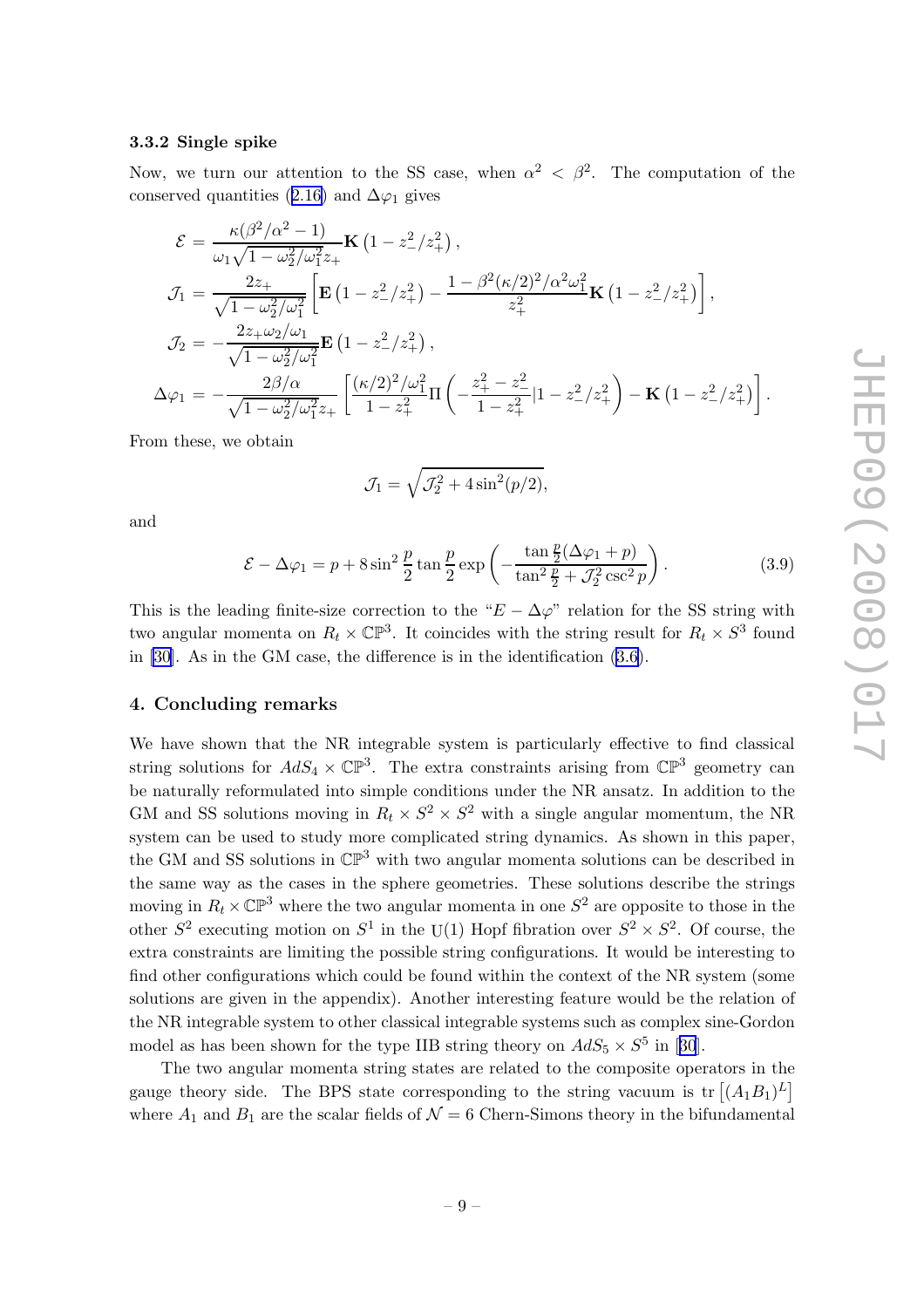### 3.3.2 Single spike

Now, we turn our attention to the SS case, when $\alpha^2 < \beta^2$. The computation of the conserved quantities (2.16) and $\Delta\varphi_1$ gives

$$
\begin{aligned}
\mathcal{E} &= \frac{\kappa(\beta^2/\alpha^2 - 1)}{\omega_1\sqrt{1-\omega_2^2/\omega_1^2}z_+}\mathbf{K}\left(1 - z_-^2/z_+^2\right), \\
\mathcal{J}_1 &= \frac{2z_+}{\sqrt{1-\omega_2^2/\omega_1^2}}\left[\mathbf{E}\left(1 - z_-^2/z_+^2\right) - \frac{1-\beta^2(\kappa/2)^2/\alpha^2\omega_1^2}{z_+^2}\mathbf{K}\left(1 - z_-^2/z_+^2\right)\right], \\
\mathcal{J}_2 &= -\frac{2z_+\omega_2/\omega_1}{\sqrt{1-\omega_2^2/\omega_1^2}}\mathbf{E}\left(1 - z_-^2/z_+^2\right), \\
\Delta\varphi_1 &= -\frac{2\beta/\alpha}{\sqrt{1-\omega_2^2/\omega_1^2}z_+}\left[\frac{(\kappa/2)^2/\omega_1^2}{1-z_+^2}\Pi\left(-\frac{z_+^2-z_-^2}{1-z_+^2}|1 - z_-^2/z_+^2\right) - \mathbf{K}\left(1 - z_-^2/z_+^2\right)\right].
\end{aligned}
$$

From these, we obtain

$$
\mathcal{J}_1 = \sqrt{\mathcal{J}_2^2 + 4\sin^2(p/2)},
$$

and

$$
\mathcal{E} - \Delta\varphi_1 = p + 8\sin^2\frac{p}{2}\tan\frac{p}{2}\exp\left(-\frac{\tan\frac{p}{2}(\Delta\varphi_1 + p)}{\tan^2\frac{p}{2} + \mathcal{J}_2^2\csc^2 p}\right). \tag{3.9}
$$

This is the leading finite-size correction to the "$E - \Delta\varphi$" relation for the SS string with two angular momenta on $R_t \times \mathbb{CP}^3$. It coincides with the string result for $R_t \times S^3$ found in [30]. As in the GM case, the difference is in the identification (3.6).

## 4. Concluding remarks

We have shown that the NR integrable system is particularly effective to find classical string solutions for $AdS_4 \times \mathbb{CP}^3$. The extra constraints arising from $\mathbb{CP}^3$ geometry can be naturally reformulated into simple conditions under the NR ansatz. In addition to the GM and SS solutions moving in $R_t \times S^2 \times S^2$ with a single angular momentum, the NR system can be used to study more complicated string dynamics. As shown in this paper, the GM and SS solutions in $\mathbb{CP}^3$ with two angular momenta solutions can be described in the same way as the cases in the sphere geometries. These solutions describe the strings moving in $R_t \times \mathbb{CP}^3$ where the two angular momenta in one $S^2$ are opposite to those in the other $S^2$ executing motion on $S^1$ in the U(1) Hopf fibration over $S^2 \times S^2$. Of course, the extra constraints are limiting the possible string configurations. It would be interesting to find other configurations which could be found within the context of the NR system (some solutions are given in the appendix). Another interesting feature would be the relation of the NR integrable system to other classical integrable systems such as complex sine-Gordon model as has been shown for the type IIB string theory on $AdS_5 \times S^5$ in [30].

The two angular momenta string states are related to the composite operators in the gauge theory side. The BPS state corresponding to the string vacuum is $\mathrm{tr}\left[(A_1B_1)^L\right]$ where $A_1$ and $B_1$ are the scalar fields of $\mathcal{N} = 6$ Chern-Simons theory in the bifundamental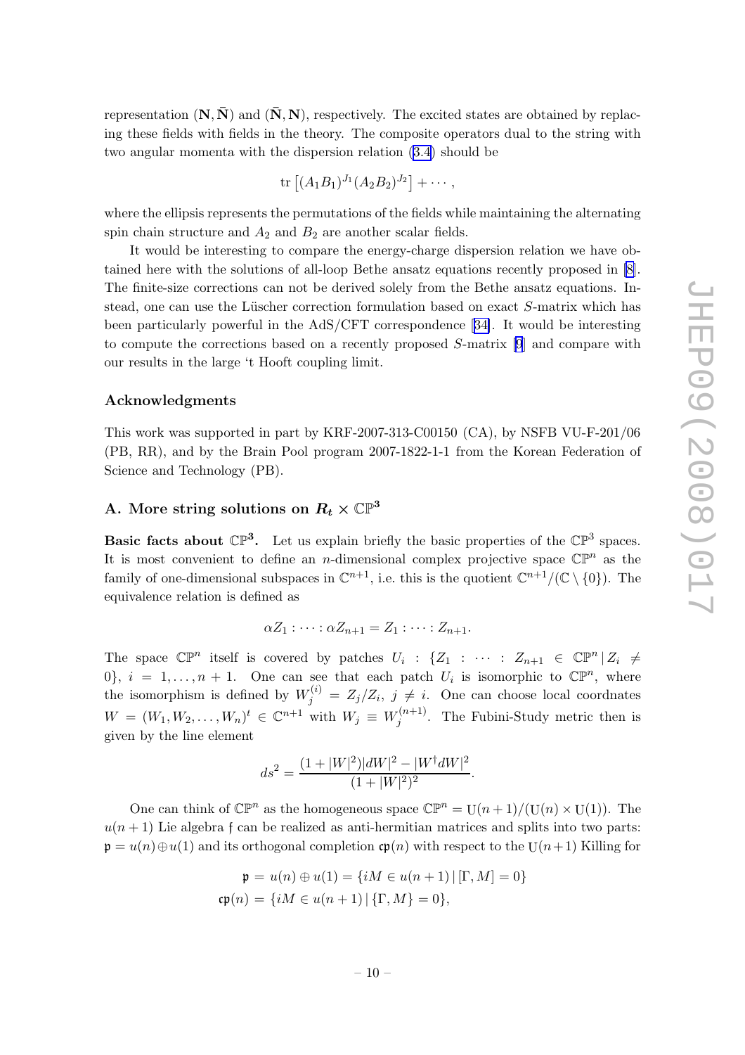representation $(\mathbf{N}, \bar{\mathbf{N}})$ and $(\bar{\mathbf{N}}, \mathbf{N})$, respectively. The excited states are obtained by replacing these fields with fields in the theory. The composite operators dual to the string with two angular momenta with the dispersion relation (3.4) should be

$$\mathrm{tr}\left[(A_1 B_1)^{J_1}(A_2 B_2)^{J_2}\right] + \cdots ,$$

where the ellipsis represents the permutations of the fields while maintaining the alternating spin chain structure and $A_2$ and $B_2$ are another scalar fields.

It would be interesting to compare the energy-charge dispersion relation we have obtained here with the solutions of all-loop Bethe ansatz equations recently proposed in [8]. The finite-size corrections can not be derived solely from the Bethe ansatz equations. Instead, one can use the Lüscher correction formulation based on exact $S$-matrix which has been particularly powerful in the AdS/CFT correspondence [34]. It would be interesting to compute the corrections based on a recently proposed $S$-matrix [9] and compare with our results in the large 't Hooft coupling limit.

## Acknowledgments

This work was supported in part by KRF-2007-313-C00150 (CA), by NSFB VU-F-201/06 (PB, RR), and by the Brain Pool program 2007-1822-1-1 from the Korean Federation of Science and Technology (PB).

## A. More string solutions on $R_t \times \mathbb{CP}^3$

**Basic facts about $\mathbb{CP}^3$.** Let us explain briefly the basic properties of the $\mathbb{CP}^3$ spaces. It is most convenient to define an $n$-dimensional complex projective space $\mathbb{CP}^n$ as the family of one-dimensional subspaces in $\mathbb{C}^{n+1}$, i.e. this is the quotient $\mathbb{C}^{n+1}/(\mathbb{C} \setminus \{0\})$. The equivalence relation is defined as

$$\alpha Z_1 : \cdots : \alpha Z_{n+1} = Z_1 : \cdots : Z_{n+1}.$$

The space $\mathbb{CP}^n$ itself is covered by patches $U_i \, : \, \{Z_1 \, : \, \cdots \, : \, Z_{n+1} \in \mathbb{CP}^n \,|\, Z_i \neq 0\}$, $i = 1, \ldots, n+1$. One can see that each patch $U_i$ is isomorphic to $\mathbb{CP}^n$, where the isomorphism is defined by $W_j^{(i)} = Z_j/Z_i$, $j \neq i$. One can choose local coordnates $W = (W_1, W_2, \ldots, W_n)^t \in \mathbb{C}^{n+1}$ with $W_j \equiv W_j^{(n+1)}$. The Fubini-Study metric then is given by the line element

$$ds^2 = \frac{(1+|W|^2)|dW|^2 - |W^\dagger dW|^2}{(1+|W|^2)^2}.$$

One can think of $\mathbb{CP}^n$ as the homogeneous space $\mathbb{CP}^n = \mathrm{U}(n+1)/(\mathrm{U}(n) \times \mathrm{U}(1))$. The $u(n+1)$ Lie algebra $\mathfrak{f}$ can be realized as anti-hermitian matrices and splits into two parts: $\mathfrak{p} = u(n) \oplus u(1)$ and its orthogonal completion $\mathfrak{cp}(n)$ with respect to the $\mathrm{U}(n+1)$ Killing for

$$\begin{aligned}
\mathfrak{p} &= u(n) \oplus u(1) = \{iM \in u(n+1) \,|\, [\Gamma, M] = 0\} \\
\mathfrak{cp}(n) &= \{iM \in u(n+1) \,|\, \{\Gamma, M\} = 0\},
\end{aligned}$$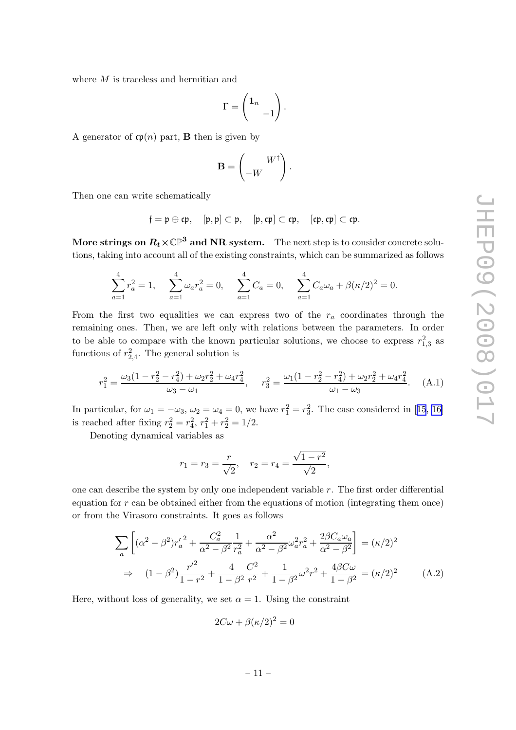where $M$ is traceless and hermitian and

$$\Gamma = \begin{pmatrix} \mathbf{1}_n & \\ & -1 \end{pmatrix}.$$

A generator of $\mathfrak{cp}(n)$ part, $\mathbf{B}$ then is given by

$$\mathbf{B} = \begin{pmatrix} & W^\dagger \\ -W & \end{pmatrix}.$$

Then one can write schematically

$$\mathfrak{f} = \mathfrak{p} \oplus \mathfrak{cp}, \quad [\mathfrak{p}, \mathfrak{p}] \subset \mathfrak{p}, \quad [\mathfrak{p}, \mathfrak{cp}] \subset \mathfrak{cp}, \quad [\mathfrak{cp}, \mathfrak{cp}] \subset \mathfrak{cp}.$$

**More strings on $R_t \times \mathbb{CP}^3$ and NR system.** The next step is to consider concrete solutions, taking into account all of the existing constraints, which can be summarized as follows

$$\sum_{a=1}^{4} r_a^2 = 1, \quad \sum_{a=1}^{4} \omega_a r_a^2 = 0, \quad \sum_{a=1}^{4} C_a = 0, \quad \sum_{a=1}^{4} C_a \omega_a + \beta(\kappa/2)^2 = 0.$$

From the first two equalities we can express two of the $r_a$ coordinates through the remaining ones. Then, we are left only with relations between the parameters. In order to be able to compare with the known particular solutions, we choose to express $r_{1,3}^2$ as functions of $r_{2,4}^2$. The general solution is

$$r_1^2 = \frac{\omega_3(1 - r_2^2 - r_4^2) + \omega_2 r_2^2 + \omega_4 r_4^2}{\omega_3 - \omega_1}, \quad r_3^2 = \frac{\omega_1(1 - r_2^2 - r_4^2) + \omega_2 r_2^2 + \omega_4 r_4^2}{\omega_1 - \omega_3}. \quad \text{(A.1)}$$

In particular, for $\omega_1 = -\omega_3$, $\omega_2 = \omega_4 = 0$, we have $r_1^2 = r_3^2$. The case considered in [15, 16] is reached after fixing $r_2^2 = r_4^2$, $r_1^2 + r_2^2 = 1/2$.

Denoting dynamical variables as

$$r_1 = r_3 = \frac{r}{\sqrt{2}}, \quad r_2 = r_4 = \frac{\sqrt{1 - r^2}}{\sqrt{2}},$$

one can describe the system by only one independent variable $r$. The first order differential equation for $r$ can be obtained either from the equations of motion (integrating them once) or from the Virasoro constraints. It goes as follows

$$\begin{aligned} &\sum_a \left[ (\alpha^2 - \beta^2) {r_a'}^2 + \frac{C_a^2}{\alpha^2 - \beta^2} \frac{1}{r_a^2} + \frac{\alpha^2}{\alpha^2 - \beta^2} \omega_a^2 r_a^2 + \frac{2\beta C_a \omega_a}{\alpha^2 - \beta^2} \right] = (\kappa/2)^2 \\ &\Rightarrow \quad (1 - \beta^2) \frac{r'^2}{1 - r^2} + \frac{4}{1 - \beta^2} \frac{C^2}{r^2} + \frac{1}{1 - \beta^2} \omega^2 r^2 + \frac{4\beta C \omega}{1 - \beta^2} = (\kappa/2)^2 \end{aligned} \quad \text{(A.2)}$$

Here, without loss of generality, we set $\alpha = 1$. Using the constraint

$$2C\omega + \beta(\kappa/2)^2 = 0$$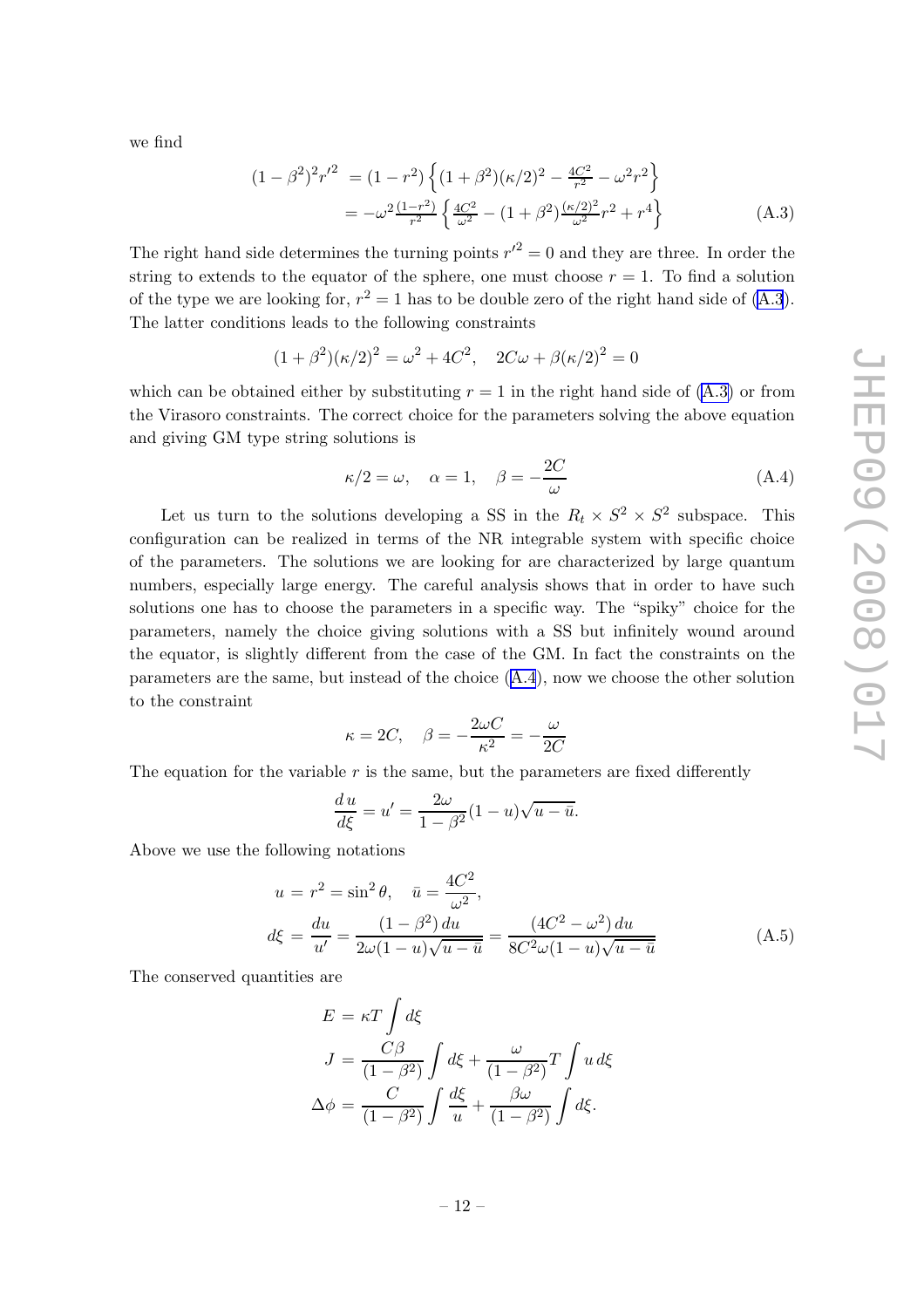we find

$$
\begin{aligned}
(1-\beta^2)^2 r'^2 &= (1-r^2)\left\{(1+\beta^2)(\kappa/2)^2 - \tfrac{4C^2}{r^2} - \omega^2 r^2\right\} \\
&= -\omega^2 \tfrac{(1-r^2)}{r^2}\left\{\tfrac{4C^2}{\omega^2} - (1+\beta^2)\tfrac{(\kappa/2)^2}{\omega^2} r^2 + r^4\right\}
\end{aligned}
\tag{A.3}
$$

The right hand side determines the turning points $r'^2 = 0$ and they are three. In order the string to extends to the equator of the sphere, one must choose $r = 1$. To find a solution of the type we are looking for, $r^2 = 1$ has to be double zero of the right hand side of (A.3). The latter conditions leads to the following constraints

$$
(1+\beta^2)(\kappa/2)^2 = \omega^2 + 4C^2, \quad 2C\omega + \beta(\kappa/2)^2 = 0
$$

which can be obtained either by substituting $r = 1$ in the right hand side of (A.3) or from the Virasoro constraints. The correct choice for the parameters solving the above equation and giving GM type string solutions is

$$
\kappa/2 = \omega, \quad \alpha = 1, \quad \beta = -\frac{2C}{\omega} \tag{A.4}
$$

Let us turn to the solutions developing a SS in the $R_t \times S^2 \times S^2$ subspace. This configuration can be realized in terms of the NR integrable system with specific choice of the parameters. The solutions we are looking for are characterized by large quantum numbers, especially large energy. The careful analysis shows that in order to have such solutions one has to choose the parameters in a specific way. The "spiky" choice for the parameters, namely the choice giving solutions with a SS but infinitely wound around the equator, is slightly different from the case of the GM. In fact the constraints on the parameters are the same, but instead of the choice (A.4), now we choose the other solution to the constraint

$$
\kappa = 2C, \quad \beta = -\frac{2\omega C}{\kappa^2} = -\frac{\omega}{2C}
$$

The equation for the variable $r$ is the same, but the parameters are fixed differently

$$
\frac{d\,u}{d\xi} = u' = \frac{2\omega}{1-\beta^2}(1-u)\sqrt{u-\bar{u}}.
$$

Above we use the following notations

$$
\begin{aligned}
u &= r^2 = \sin^2\theta, \quad \bar{u} = \frac{4C^2}{\omega^2}, \\
d\xi &= \frac{du}{u'} = \frac{(1-\beta^2)\,du}{2\omega(1-u)\sqrt{u-\bar{u}}} = \frac{(4C^2-\omega^2)\,du}{8C^2\omega(1-u)\sqrt{u-\bar{u}}}
\end{aligned}
\tag{A.5}
$$

The conserved quantities are

$$
\begin{aligned}
E &= \kappa T \int d\xi \\
J &= \frac{C\beta}{(1-\beta^2)} \int d\xi + \frac{\omega}{(1-\beta^2)} T \int u\, d\xi \\
\Delta\phi &= \frac{C}{(1-\beta^2)} \int \frac{d\xi}{u} + \frac{\beta\omega}{(1-\beta^2)} \int d\xi.
\end{aligned}
$$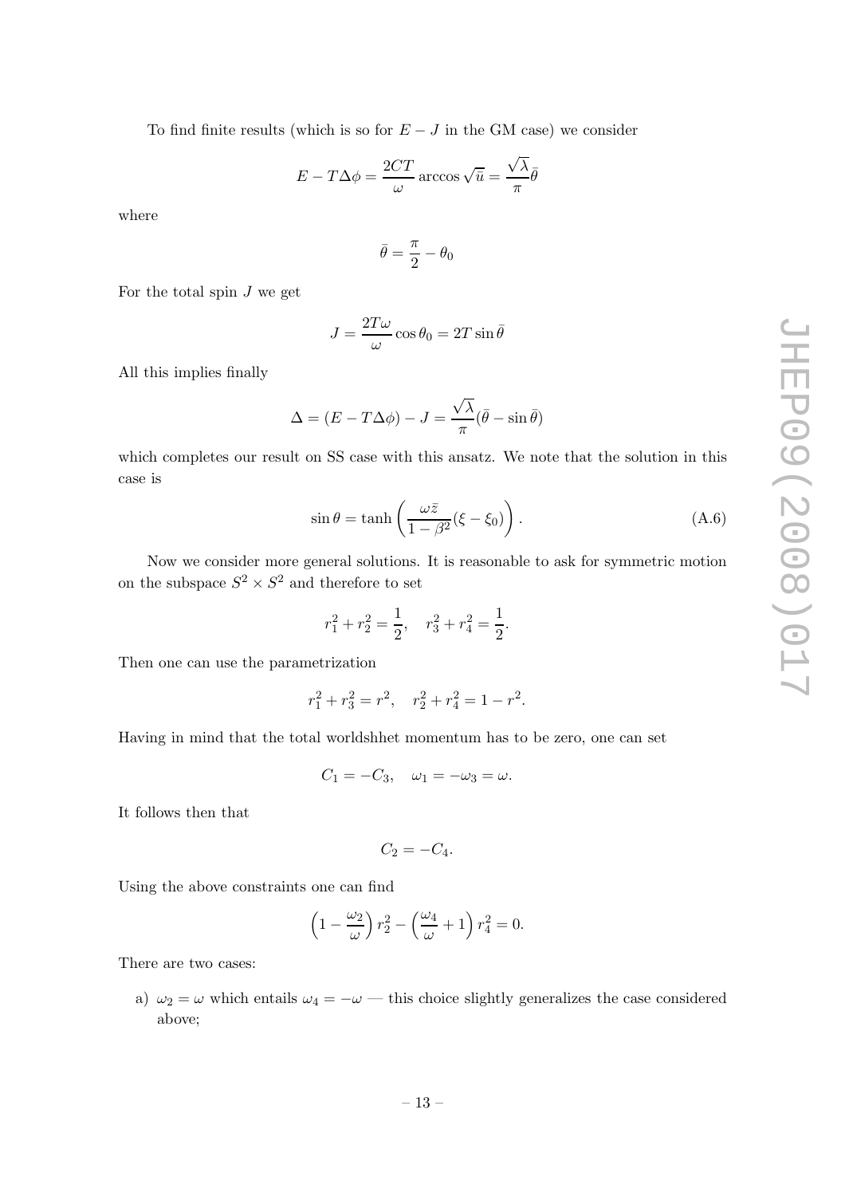To find finite results (which is so for $E - J$ in the GM case) we consider

$$E - T\Delta\phi = \frac{2CT}{\omega} \arccos \sqrt{\bar{u}} = \frac{\sqrt{\lambda}}{\pi} \bar{\theta}$$

where

$$\bar{\theta} = \frac{\pi}{2} - \theta_0$$

For the total spin $J$ we get

$$J = \frac{2T\omega}{\omega} \cos \theta_0 = 2T \sin \bar{\theta}$$

All this implies finally

$$\Delta = (E - T\Delta\phi) - J = \frac{\sqrt{\lambda}}{\pi} (\bar{\theta} - \sin \bar{\theta})$$

which completes our result on SS case with this ansatz. We note that the solution in this case is

$$\sin \theta = \tanh \left( \frac{\omega \bar{z}}{1 - \beta^2} (\xi - \xi_0) \right). \tag{A.6}$$

Now we consider more general solutions. It is reasonable to ask for symmetric motion on the subspace $S^2 \times S^2$ and therefore to set

$$r_1^2 + r_2^2 = \frac{1}{2}, \quad r_3^2 + r_4^2 = \frac{1}{2}.$$

Then one can use the parametrization

$$r_1^2 + r_3^2 = r^2, \quad r_2^2 + r_4^2 = 1 - r^2.$$

Having in mind that the total worldshhet momentum has to be zero, one can set

$$C_1 = -C_3, \quad \omega_1 = -\omega_3 = \omega.$$

It follows then that

$$C_2 = -C_4.$$

Using the above constraints one can find

$$\left(1 - \frac{\omega_2}{\omega}\right) r_2^2 - \left(\frac{\omega_4}{\omega} + 1\right) r_4^2 = 0.$$

There are two cases:

a) $\omega_2 = \omega$ which entails $\omega_4 = -\omega$ — this choice slightly generalizes the case considered above;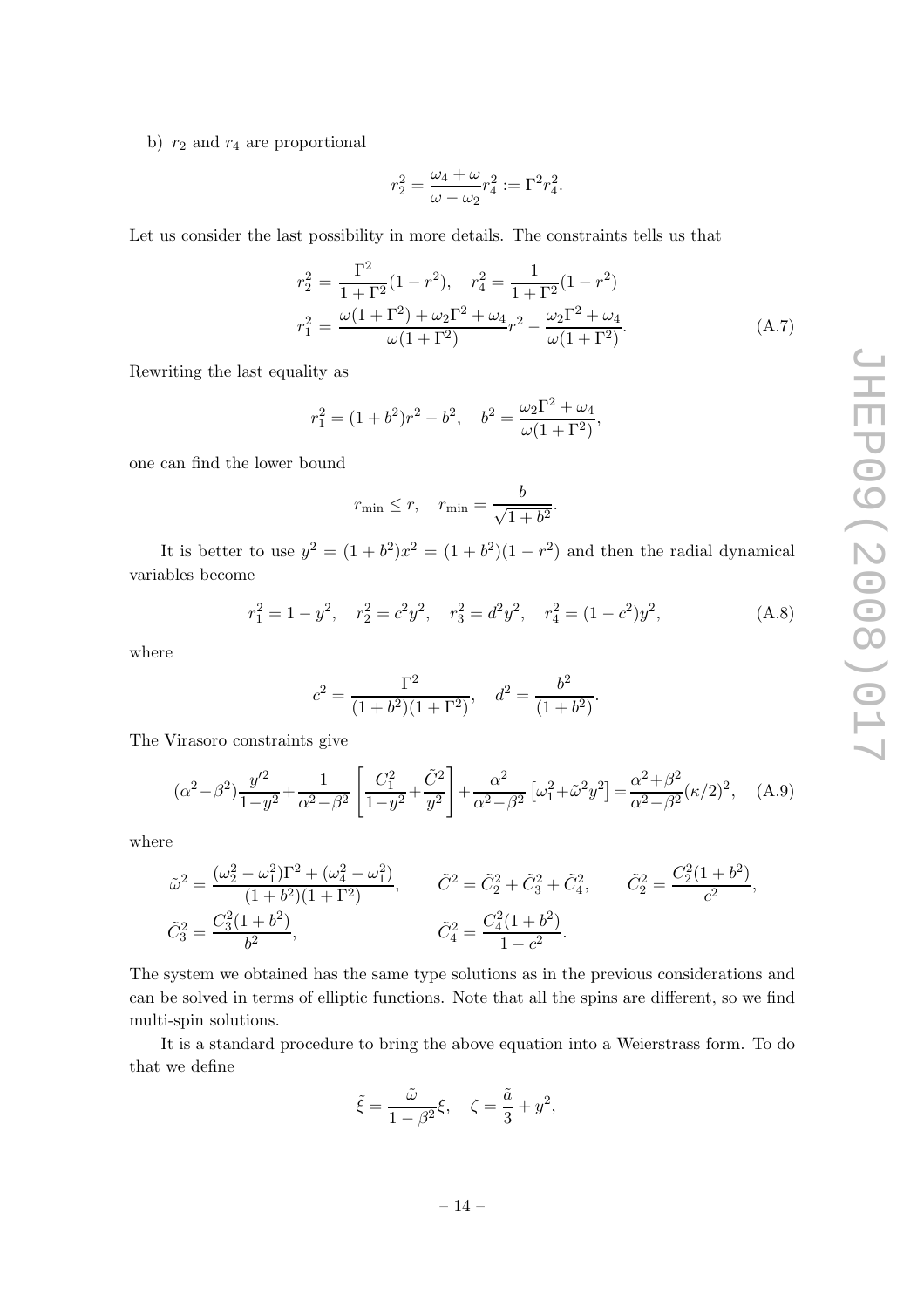b) $r_2$ and $r_4$ are proportional

$$r_2^2 = \frac{\omega_4 + \omega}{\omega - \omega_2} r_4^2 := \Gamma^2 r_4^2.$$

Let us consider the last possibility in more details. The constraints tells us that

$$\begin{aligned}
r_2^2 &= \frac{\Gamma^2}{1+\Gamma^2}(1 - r^2), \quad r_4^2 = \frac{1}{1+\Gamma^2}(1-r^2) \\
r_1^2 &= \frac{\omega(1+\Gamma^2) + \omega_2 \Gamma^2 + \omega_4}{\omega(1+\Gamma^2)} r^2 - \frac{\omega_2 \Gamma^2 + \omega_4}{\omega(1+\Gamma^2)}.
\end{aligned} \tag{A.7}$$

Rewriting the last equality as

$$r_1^2 = (1+b^2) r^2 - b^2, \quad b^2 = \frac{\omega_2 \Gamma^2 + \omega_4}{\omega(1+\Gamma^2)},$$

one can find the lower bound

$$r_{\min} \leq r, \quad r_{\min} = \frac{b}{\sqrt{1+b^2}}.$$

It is better to use $y^2 = (1+b^2)x^2 = (1+b^2)(1-r^2)$ and then the radial dynamical variables become

$$r_1^2 = 1 - y^2, \quad r_2^2 = c^2 y^2, \quad r_3^2 = d^2 y^2, \quad r_4^2 = (1-c^2) y^2, \tag{A.8}$$

where

$$c^2 = \frac{\Gamma^2}{(1+b^2)(1+\Gamma^2)}, \quad d^2 = \frac{b^2}{(1+b^2)}.$$

The Virasoro constraints give

$$(\alpha^2 - \beta^2)\frac{y'^2}{1-y^2} + \frac{1}{\alpha^2-\beta^2}\left[\frac{C_1^2}{1-y^2} + \frac{\tilde{C}^2}{y^2}\right] + \frac{\alpha^2}{\alpha^2-\beta^2}\left[\omega_1^2 + \tilde{\omega}^2 y^2\right] = \frac{\alpha^2+\beta^2}{\alpha^2-\beta^2}(\kappa/2)^2, \tag{A.9}$$

where

$$\begin{aligned}
\tilde{\omega}^2 &= \frac{(\omega_2^2 - \omega_1^2)\Gamma^2 + (\omega_4^2 - \omega_1^2)}{(1+b^2)(1+\Gamma^2)}, \qquad \tilde{C}^2 = \tilde{C}_2^2 + \tilde{C}_3^2 + \tilde{C}_4^2, \qquad \tilde{C}_2^2 = \frac{C_2^2(1+b^2)}{c^2}, \\
\tilde{C}_3^2 &= \frac{C_3^2(1+b^2)}{b^2}, \qquad \tilde{C}_4^2 = \frac{C_4^2(1+b^2)}{1-c^2}.
\end{aligned}$$

The system we obtained has the same type solutions as in the previous considerations and can be solved in terms of elliptic functions. Note that all the spins are different, so we find multi-spin solutions.

It is a standard procedure to bring the above equation into a Weierstrass form. To do that we define

$$\tilde{\xi} = \frac{\tilde{\omega}}{1-\beta^2}\xi, \quad \zeta = \frac{\tilde{a}}{3} + y^2,$$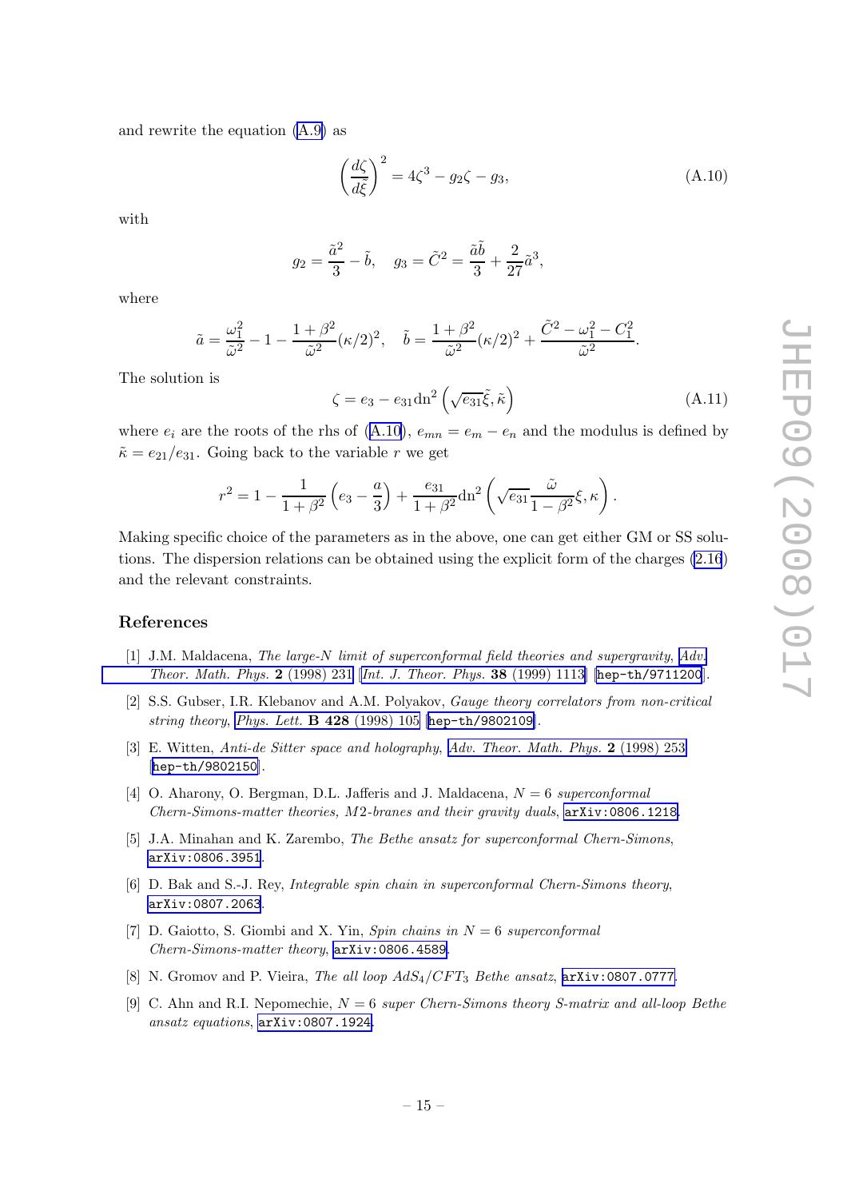and rewrite the equation (A.9) as

$$\left(\frac{d\zeta}{d\tilde{\xi}}\right)^2 = 4\zeta^3 - g_2\zeta - g_3, \tag{A.10}$$

with

$$g_2 = \frac{\tilde{a}^2}{3} - \tilde{b}, \quad g_3 = \tilde{C}^2 = \frac{\tilde{a}\tilde{b}}{3} + \frac{2}{27}\tilde{a}^3,$$

where

$$\tilde{a} = \frac{\omega_1^2}{\tilde{\omega}^2} - 1 - \frac{1+\beta^2}{\tilde{\omega}^2}(\kappa/2)^2, \quad \tilde{b} = \frac{1+\beta^2}{\tilde{\omega}^2}(\kappa/2)^2 + \frac{\tilde{C}^2 - \omega_1^2 - C_1^2}{\tilde{\omega}^2}.$$

The solution is

$$\zeta = e_3 - e_{31}\mathrm{dn}^2\left(\sqrt{e_{31}}\tilde{\xi}, \tilde{\kappa}\right) \tag{A.11}$$

where $e_i$ are the roots of the rhs of (A.10), $e_{mn} = e_m - e_n$ and the modulus is defined by $\tilde{\kappa} = e_{21}/e_{31}$. Going back to the variable $r$ we get

$$r^2 = 1 - \frac{1}{1+\beta^2}\left(e_3 - \frac{a}{3}\right) + \frac{e_{31}}{1+\beta^2}\mathrm{dn}^2\left(\sqrt{e_{31}}\frac{\tilde{\omega}}{1-\beta^2}\xi, \kappa\right).$$

Making specific choice of the parameters as in the above, one can get either GM or SS solutions. The dispersion relations can be obtained using the explicit form of the charges (2.16) and the relevant constraints.

## References

[1] J.M. Maldacena, *The large-N limit of superconformal field theories and supergravity*, Adv. Theor. Math. Phys. **2** (1998) 231 [Int. J. Theor. Phys. **38** (1999) 1113] [hep-th/9711200].

[2] S.S. Gubser, I.R. Klebanov and A.M. Polyakov, *Gauge theory correlators from non-critical string theory*, Phys. Lett. **B 428** (1998) 105 [hep-th/9802109].

[3] E. Witten, *Anti-de Sitter space and holography*, Adv. Theor. Math. Phys. **2** (1998) 253 [hep-th/9802150].

[4] O. Aharony, O. Bergman, D.L. Jafferis and J. Maldacena, *N = 6 superconformal Chern-Simons-matter theories, M2-branes and their gravity duals*, arXiv:0806.1218.

[5] J.A. Minahan and K. Zarembo, *The Bethe ansatz for superconformal Chern-Simons*, arXiv:0806.3951.

[6] D. Bak and S.-J. Rey, *Integrable spin chain in superconformal Chern-Simons theory*, arXiv:0807.2063.

[7] D. Gaiotto, S. Giombi and X. Yin, *Spin chains in N = 6 superconformal Chern-Simons-matter theory*, arXiv:0806.4589.

[8] N. Gromov and P. Vieira, *The all loop $AdS_4/CFT_3$ Bethe ansatz*, arXiv:0807.0777.

[9] C. Ahn and R.I. Nepomechie, *N = 6 super Chern-Simons theory S-matrix and all-loop Bethe ansatz equations*, arXiv:0807.1924.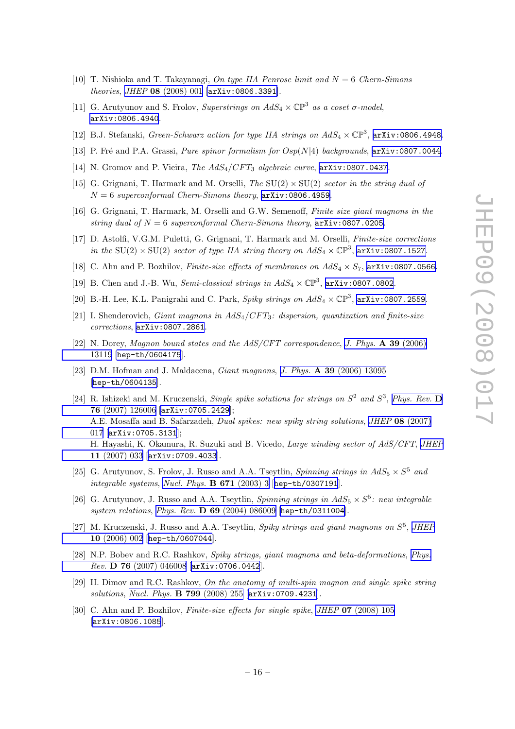[10] T. Nishioka and T. Takayanagi, *On type IIA Penrose limit and $N = 6$ Chern-Simons theories*, *JHEP* **08** (2008) 001 [arXiv:0806.3391].

[11] G. Arutyunov and S. Frolov, *Superstrings on $AdS_4 \times \mathbb{CP}^3$ as a coset σ-model*, arXiv:0806.4940.

[12] B.J. Stefanski, *Green-Schwarz action for type IIA strings on $AdS_4 \times \mathbb{CP}^3$*, arXiv:0806.4948.

[13] P. Fré and P.A. Grassi, *Pure spinor formalism for $Osp(N|4)$ backgrounds*, arXiv:0807.0044.

[14] N. Gromov and P. Vieira, *The $AdS_4/CFT_3$ algebraic curve*, arXiv:0807.0437.

[15] G. Grignani, T. Harmark and M. Orselli, *The $SU(2) \times SU(2)$ sector in the string dual of $N = 6$ superconformal Chern-Simons theory*, arXiv:0806.4959.

[16] G. Grignani, T. Harmark, M. Orselli and G.W. Semenoff, *Finite size giant magnons in the string dual of $N = 6$ superconformal Chern-Simons theory*, arXiv:0807.0205.

[17] D. Astolfi, V.G.M. Puletti, G. Grignani, T. Harmark and M. Orselli, *Finite-size corrections in the $SU(2) \times SU(2)$ sector of type IIA string theory on $AdS_4 \times \mathbb{CP}^3$*, arXiv:0807.1527.

[18] C. Ahn and P. Bozhilov, *Finite-size effects of membranes on $AdS_4 \times S_7$*, arXiv:0807.0566.

[19] B. Chen and J.-B. Wu, *Semi-classical strings in $AdS_4 \times \mathbb{CP}^3$*, arXiv:0807.0802.

[20] B.-H. Lee, K.L. Panigrahi and C. Park, *Spiky strings on $AdS_4 \times \mathbb{CP}^3$*, arXiv:0807.2559.

[21] I. Shenderovich, *Giant magnons in $AdS_4/CFT_3$: dispersion, quantization and finite-size corrections*, arXiv:0807.2861.

[22] N. Dorey, *Magnon bound states and the AdS/CFT correspondence*, *J. Phys.* **A 39** (2006) 13119 [hep-th/0604175].

[23] D.M. Hofman and J. Maldacena, *Giant magnons*, *J. Phys.* **A 39** (2006) 13095 [hep-th/0604135].

[24] R. Ishizeki and M. Kruczenski, *Single spike solutions for strings on $S^2$ and $S^3$*, *Phys. Rev.* **D 76** (2007) 126006 [arXiv:0705.2429];
A.E. Mosaffa and B. Safarzadeh, *Dual spikes: new spiky string solutions*, *JHEP* **08** (2007) 017 [arXiv:0705.3131];
H. Hayashi, K. Okamura, R. Suzuki and B. Vicedo, *Large winding sector of AdS/CFT*, *JHEP* **11** (2007) 033 [arXiv:0709.4033].

[25] G. Arutyunov, S. Frolov, J. Russo and A.A. Tseytlin, *Spinning strings in $AdS_5 \times S^5$ and integrable systems*, *Nucl. Phys.* **B 671** (2003) 3 [hep-th/0307191].

[26] G. Arutyunov, J. Russo and A.A. Tseytlin, *Spinning strings in $AdS_5 \times S^5$: new integrable system relations*, *Phys. Rev.* **D 69** (2004) 086009 [hep-th/0311004].

[27] M. Kruczenski, J. Russo and A.A. Tseytlin, *Spiky strings and giant magnons on $S^5$*, *JHEP* **10** (2006) 002 [hep-th/0607044].

[28] N.P. Bobev and R.C. Rashkov, *Spiky strings, giant magnons and beta-deformations*, *Phys. Rev.* **D 76** (2007) 046008 [arXiv:0706.0442].

[29] H. Dimov and R.C. Rashkov, *On the anatomy of multi-spin magnon and single spike string solutions*, *Nucl. Phys.* **B 799** (2008) 255 [arXiv:0709.4231].

[30] C. Ahn and P. Bozhilov, *Finite-size effects for single spike*, *JHEP* **07** (2008) 105 [arXiv:0806.1085].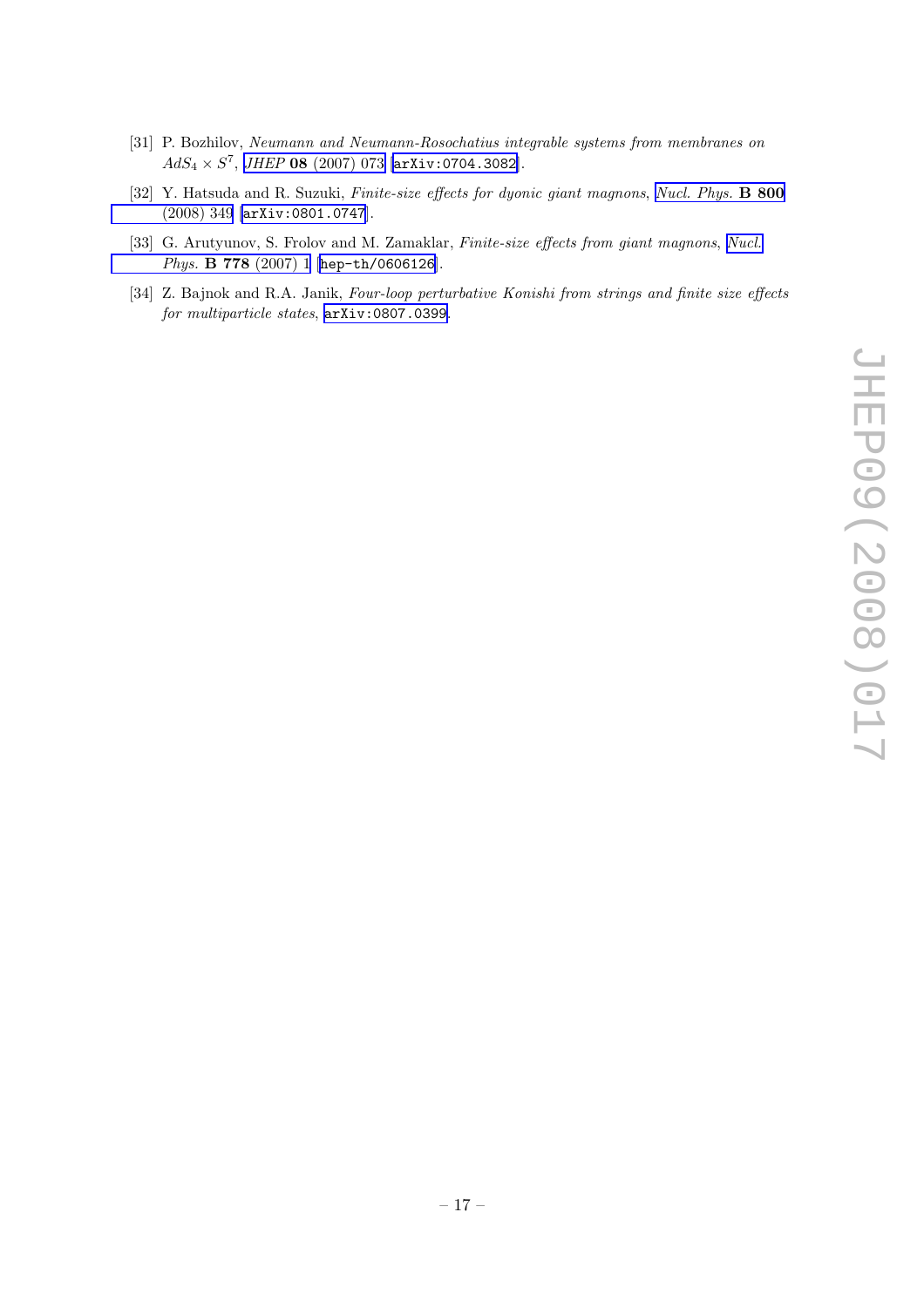[31] P. Bozhilov, *Neumann and Neumann-Rosochatius integrable systems from membranes on* $AdS_4 \times S^7$, *JHEP* **08** (2007) 073 [arXiv:0704.3082].

[32] Y. Hatsuda and R. Suzuki, *Finite-size effects for dyonic giant magnons*, *Nucl. Phys.* **B 800** (2008) 349 [arXiv:0801.0747].

[33] G. Arutyunov, S. Frolov and M. Zamaklar, *Finite-size effects from giant magnons*, *Nucl. Phys.* **B 778** (2007) 1 [hep-th/0606126].

[34] Z. Bajnok and R.A. Janik, *Four-loop perturbative Konishi from strings and finite size effects for multiparticle states*, arXiv:0807.0399.